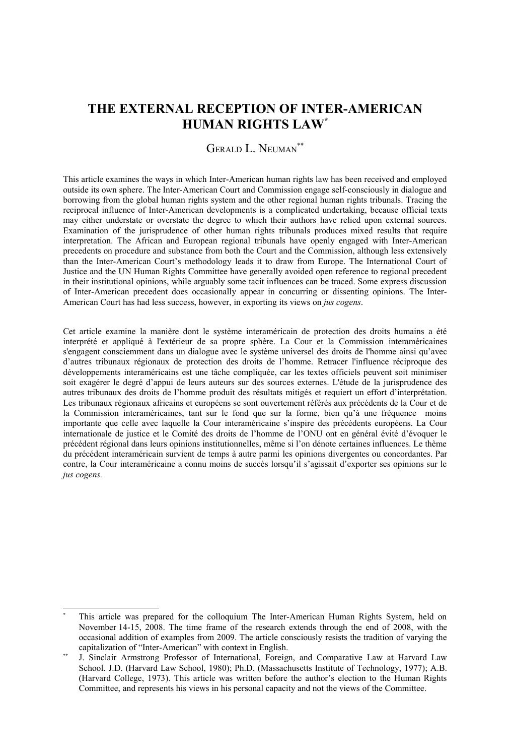# THE EXTERNAL RECEPTION OF INTER-AMERICAN HUMAN RIGHTS LAW[*]

GERALD L. NEUMAN[**]

This article examines the ways in which Inter-American human rights law has been received and employed outside its own sphere. The Inter-American Court and Commission engage self-consciously in dialogue and borrowing from the global human rights system and the other regional human rights tribunals. Tracing the reciprocal influence of Inter-American developments is a complicated undertaking, because official texts may either understate or overstate the degree to which their authors have relied upon external sources. Examination of the jurisprudence of other human rights tribunals produces mixed results that require interpretation. The African and European regional tribunals have openly engaged with Inter-American precedents on procedure and substance from both the Court and the Commission, although less extensively than the Inter-American Court's methodology leads it to draw from Europe. The International Court of Justice and the UN Human Rights Committee have generally avoided open reference to regional precedent in their institutional opinions, while arguably some tacit influences can be traced. Some express discussion of Inter-American precedent does occasionally appear in concurring or dissenting opinions. The Inter-American Court has had less success, however, in exporting its views on *jus cogens*.

Cet article examine la manière dont le système interaméricain de protection des droits humains a été interprété et appliqué à l'extérieur de sa propre sphère. La Cour et la Commission interaméricaines s'engagent consciemment dans un dialogue avec le système universel des droits de l'homme ainsi qu'avec d'autres tribunaux régionaux de protection des droits de l'homme. Retracer l'influence réciproque des développements interaméricains est une tâche compliquée, car les textes officiels peuvent soit minimiser soit exagérer le degré d'appui de leurs auteurs sur des sources externes. L'étude de la jurisprudence des autres tribunaux des droits de l'homme produit des résultats mitigés et requiert un effort d'interprétation. Les tribunaux régionaux africains et européens se sont ouvertement référés aux précédents de la Cour et de la Commission interaméricaines, tant sur le fond que sur la forme, bien qu'à une fréquence moins importante que celle avec laquelle la Cour interaméricaine s'inspire des précédents européens. La Cour internationale de justice et le Comité des droits de l'homme de l'ONU ont en général évité d'évoquer le précédent régional dans leurs opinions institutionnelles, même si l'on dénote certaines influences. Le thème du précédent interaméricain survient de temps à autre parmi les opinions divergentes ou concordantes. Par contre, la Cour interaméricaine a connu moins de succès lorsqu'il s'agissait d'exporter ses opinions sur le *jus cogens.*

---

[*] This article was prepared for the colloquium The Inter-American Human Rights System, held on November 14-15, 2008. The time frame of the research extends through the end of 2008, with the occasional addition of examples from 2009. The article consciously resists the tradition of varying the capitalization of "Inter-American" with context in English.

[**] J. Sinclair Armstrong Professor of International, Foreign, and Comparative Law at Harvard Law School. J.D. (Harvard Law School, 1980); Ph.D. (Massachusetts Institute of Technology, 1977); A.B. (Harvard College, 1973). This article was written before the author's election to the Human Rights Committee, and represents his views in his personal capacity and not the views of the Committee.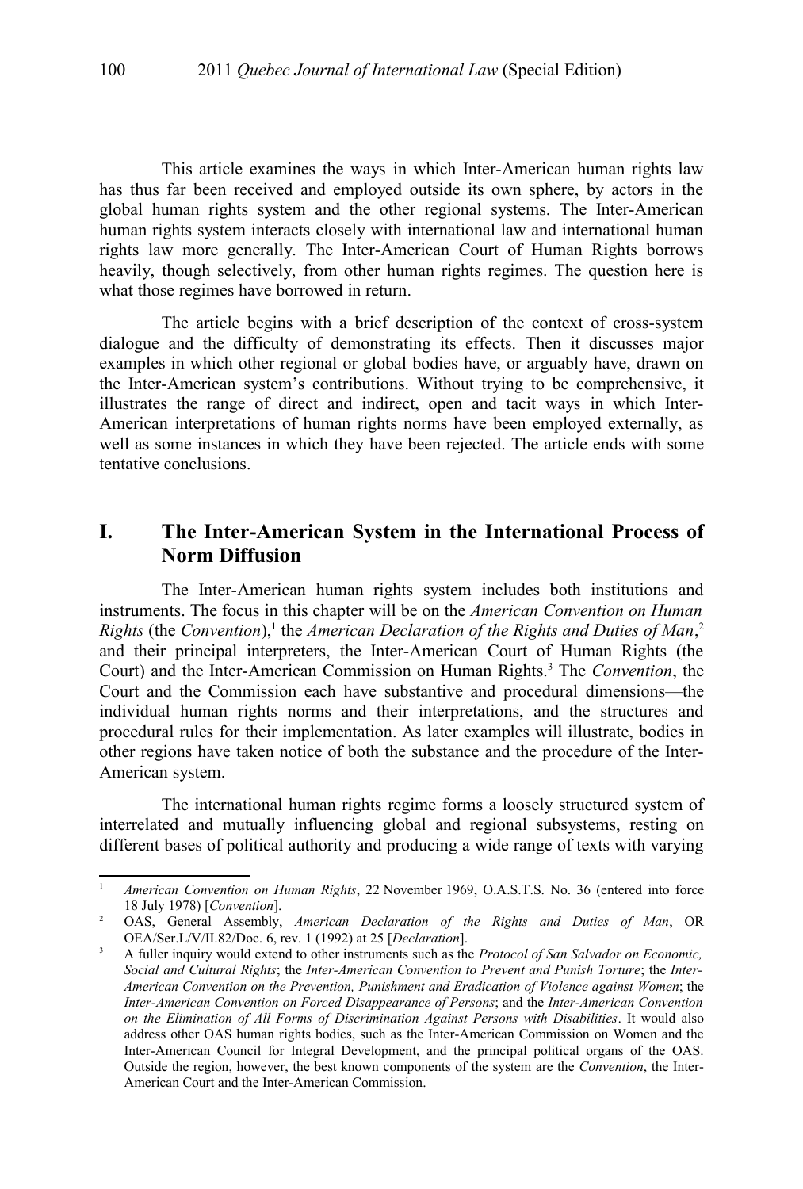This article examines the ways in which Inter-American human rights law has thus far been received and employed outside its own sphere, by actors in the global human rights system and the other regional systems. The Inter-American human rights system interacts closely with international law and international human rights law more generally. The Inter-American Court of Human Rights borrows heavily, though selectively, from other human rights regimes. The question here is what those regimes have borrowed in return.

The article begins with a brief description of the context of cross-system dialogue and the difficulty of demonstrating its effects. Then it discusses major examples in which other regional or global bodies have, or arguably have, drawn on the Inter-American system's contributions. Without trying to be comprehensive, it illustrates the range of direct and indirect, open and tacit ways in which Inter-American interpretations of human rights norms have been employed externally, as well as some instances in which they have been rejected. The article ends with some tentative conclusions.

# I. The Inter-American System in the International Process of Norm Diffusion

The Inter-American human rights system includes both institutions and instruments. The focus in this chapter will be on the *American Convention on Human Rights* (the *Convention*),[1] the *American Declaration of the Rights and Duties of Man*,[2] and their principal interpreters, the Inter-American Court of Human Rights (the Court) and the Inter-American Commission on Human Rights.[3] The *Convention*, the Court and the Commission each have substantive and procedural dimensions—the individual human rights norms and their interpretations, and the structures and procedural rules for their implementation. As later examples will illustrate, bodies in other regions have taken notice of both the substance and the procedure of the Inter-American system.

The international human rights regime forms a loosely structured system of interrelated and mutually influencing global and regional subsystems, resting on different bases of political authority and producing a wide range of texts with varying

---

1. *American Convention on Human Rights*, 22 November 1969, O.A.S.T.S. No. 36 (entered into force 18 July 1978) [*Convention*].
2. OAS, General Assembly, *American Declaration of the Rights and Duties of Man*, OR OEA/Ser.L/V/II.82/Doc. 6, rev. 1 (1992) at 25 [*Declaration*].
3. A fuller inquiry would extend to other instruments such as the *Protocol of San Salvador on Economic, Social and Cultural Rights*; the *Inter-American Convention to Prevent and Punish Torture*; the *Inter-American Convention on the Prevention, Punishment and Eradication of Violence against Women*; the *Inter-American Convention on Forced Disappearance of Persons*; and the *Inter-American Convention on the Elimination of All Forms of Discrimination Against Persons with Disabilities*. It would also address other OAS human rights bodies, such as the Inter-American Commission on Women and the Inter-American Council for Integral Development, and the principal political organs of the OAS. Outside the region, however, the best known components of the system are the *Convention*, the Inter-American Court and the Inter-American Commission.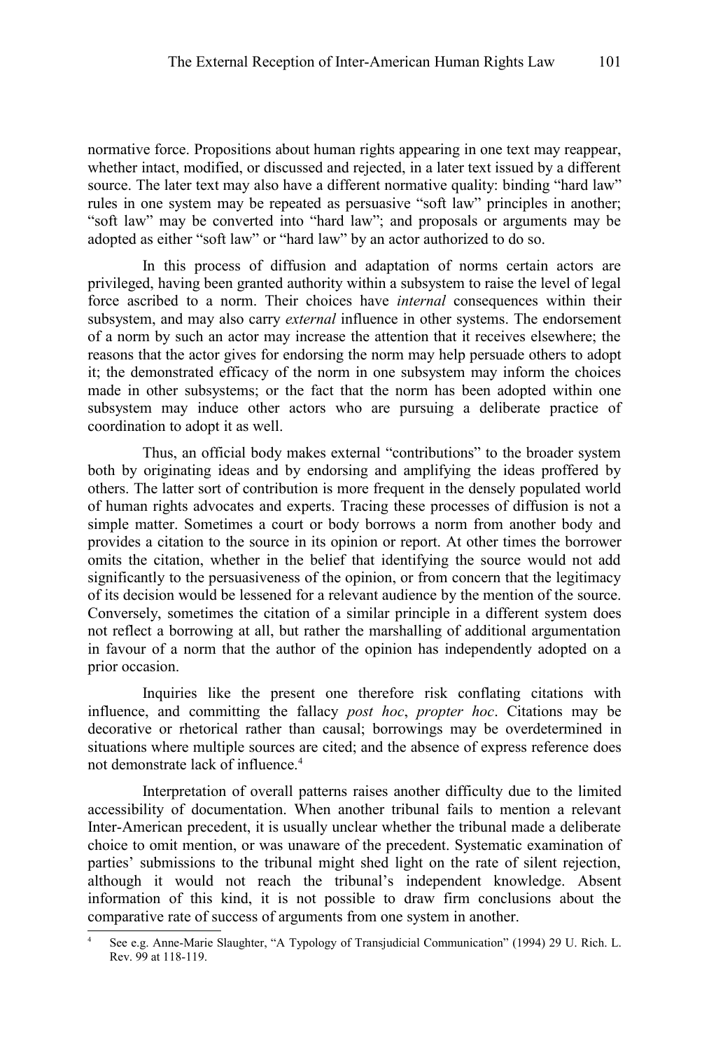normative force. Propositions about human rights appearing in one text may reappear, whether intact, modified, or discussed and rejected, in a later text issued by a different source. The later text may also have a different normative quality: binding "hard law" rules in one system may be repeated as persuasive "soft law" principles in another; "soft law" may be converted into "hard law"; and proposals or arguments may be adopted as either "soft law" or "hard law" by an actor authorized to do so.

In this process of diffusion and adaptation of norms certain actors are privileged, having been granted authority within a subsystem to raise the level of legal force ascribed to a norm. Their choices have *internal* consequences within their subsystem, and may also carry *external* influence in other systems. The endorsement of a norm by such an actor may increase the attention that it receives elsewhere; the reasons that the actor gives for endorsing the norm may help persuade others to adopt it; the demonstrated efficacy of the norm in one subsystem may inform the choices made in other subsystems; or the fact that the norm has been adopted within one subsystem may induce other actors who are pursuing a deliberate practice of coordination to adopt it as well.

Thus, an official body makes external "contributions" to the broader system both by originating ideas and by endorsing and amplifying the ideas proffered by others. The latter sort of contribution is more frequent in the densely populated world of human rights advocates and experts. Tracing these processes of diffusion is not a simple matter. Sometimes a court or body borrows a norm from another body and provides a citation to the source in its opinion or report. At other times the borrower omits the citation, whether in the belief that identifying the source would not add significantly to the persuasiveness of the opinion, or from concern that the legitimacy of its decision would be lessened for a relevant audience by the mention of the source. Conversely, sometimes the citation of a similar principle in a different system does not reflect a borrowing at all, but rather the marshalling of additional argumentation in favour of a norm that the author of the opinion has independently adopted on a prior occasion.

Inquiries like the present one therefore risk conflating citations with influence, and committing the fallacy *post hoc*, *propter hoc*. Citations may be decorative or rhetorical rather than causal; borrowings may be overdetermined in situations where multiple sources are cited; and the absence of express reference does not demonstrate lack of influence.[4]

Interpretation of overall patterns raises another difficulty due to the limited accessibility of documentation. When another tribunal fails to mention a relevant Inter-American precedent, it is usually unclear whether the tribunal made a deliberate choice to omit mention, or was unaware of the precedent. Systematic examination of parties' submissions to the tribunal might shed light on the rate of silent rejection, although it would not reach the tribunal's independent knowledge. Absent information of this kind, it is not possible to draw firm conclusions about the comparative rate of success of arguments from one system in another.

---

[4] See e.g. Anne-Marie Slaughter, "A Typology of Transjudicial Communication" (1994) 29 U. Rich. L. Rev. 99 at 118-119.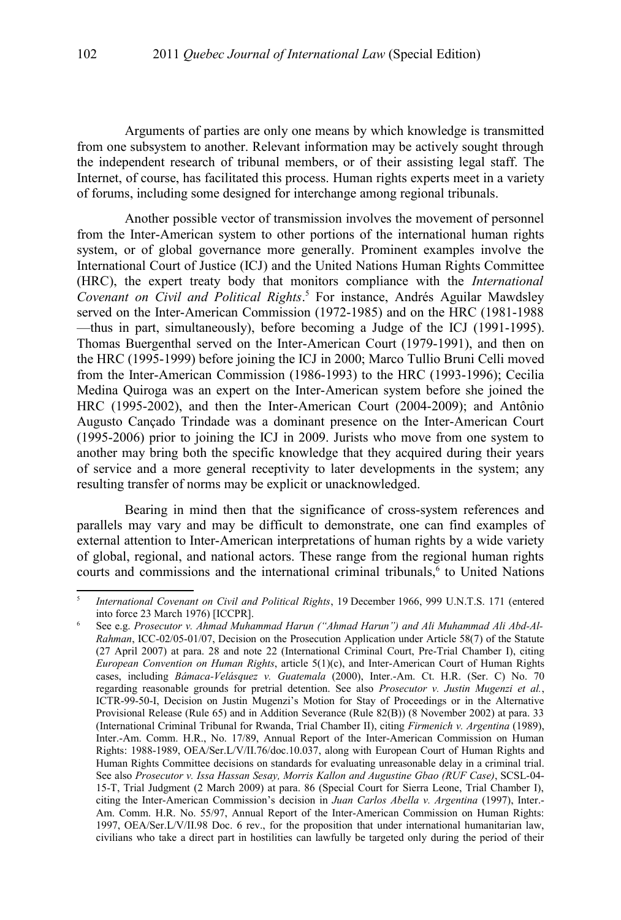Arguments of parties are only one means by which knowledge is transmitted from one subsystem to another. Relevant information may be actively sought through the independent research of tribunal members, or of their assisting legal staff. The Internet, of course, has facilitated this process. Human rights experts meet in a variety of forums, including some designed for interchange among regional tribunals.

Another possible vector of transmission involves the movement of personnel from the Inter-American system to other portions of the international human rights system, or of global governance more generally. Prominent examples involve the International Court of Justice (ICJ) and the United Nations Human Rights Committee (HRC), the expert treaty body that monitors compliance with the *International Covenant on Civil and Political Rights*.[5] For instance, Andrés Aguilar Mawdsley served on the Inter-American Commission (1972-1985) and on the HRC (1981-1988 —thus in part, simultaneously), before becoming a Judge of the ICJ (1991-1995). Thomas Buergenthal served on the Inter-American Court (1979-1991), and then on the HRC (1995-1999) before joining the ICJ in 2000; Marco Tullio Bruni Celli moved from the Inter-American Commission (1986-1993) to the HRC (1993-1996); Cecilia Medina Quiroga was an expert on the Inter-American system before she joined the HRC (1995-2002), and then the Inter-American Court (2004-2009); and Antônio Augusto Cançado Trindade was a dominant presence on the Inter-American Court (1995-2006) prior to joining the ICJ in 2009. Jurists who move from one system to another may bring both the specific knowledge that they acquired during their years of service and a more general receptivity to later developments in the system; any resulting transfer of norms may be explicit or unacknowledged.

Bearing in mind then that the significance of cross-system references and parallels may vary and may be difficult to demonstrate, one can find examples of external attention to Inter-American interpretations of human rights by a wide variety of global, regional, and national actors. These range from the regional human rights courts and commissions and the international criminal tribunals,[6] to United Nations

---

[5] *International Covenant on Civil and Political Rights*, 19 December 1966, 999 U.N.T.S. 171 (entered into force 23 March 1976) [ICCPR].

[6] See e.g. *Prosecutor v. Ahmad Muhammad Harun ("Ahmad Harun") and Ali Muhammad Ali Abd-Al-Rahman*, ICC-02/05-01/07, Decision on the Prosecution Application under Article 58(7) of the Statute (27 April 2007) at para. 28 and note 22 (International Criminal Court, Pre-Trial Chamber I), citing *European Convention on Human Rights*, article 5(1)(c), and Inter-American Court of Human Rights cases, including *Bámaca-Velásquez v. Guatemala* (2000), Inter.-Am. Ct. H.R. (Ser. C) No. 70 regarding reasonable grounds for pretrial detention. See also *Prosecutor v. Justin Mugenzi et al.*, ICTR-99-50-I, Decision on Justin Mugenzi's Motion for Stay of Proceedings or in the Alternative Provisional Release (Rule 65) and in Addition Severance (Rule 82(B)) (8 November 2002) at para. 33 (International Criminal Tribunal for Rwanda, Trial Chamber II), citing *Firmenich v. Argentina* (1989), Inter.-Am. Comm. H.R., No. 17/89, Annual Report of the Inter-American Commission on Human Rights: 1988-1989, OEA/Ser.L/V/II.76/doc.10.037, along with European Court of Human Rights and Human Rights Committee decisions on standards for evaluating unreasonable delay in a criminal trial. See also *Prosecutor v. Issa Hassan Sesay, Morris Kallon and Augustine Gbao (RUF Case)*, SCSL-04-15-T, Trial Judgment (2 March 2009) at para. 86 (Special Court for Sierra Leone, Trial Chamber I), citing the Inter-American Commission's decision in *Juan Carlos Abella v. Argentina* (1997), Inter.-Am. Comm. H.R. No. 55/97, Annual Report of the Inter-American Commission on Human Rights: 1997, OEA/Ser.L/V/II.98 Doc. 6 rev., for the proposition that under international humanitarian law, civilians who take a direct part in hostilities can lawfully be targeted only during the period of their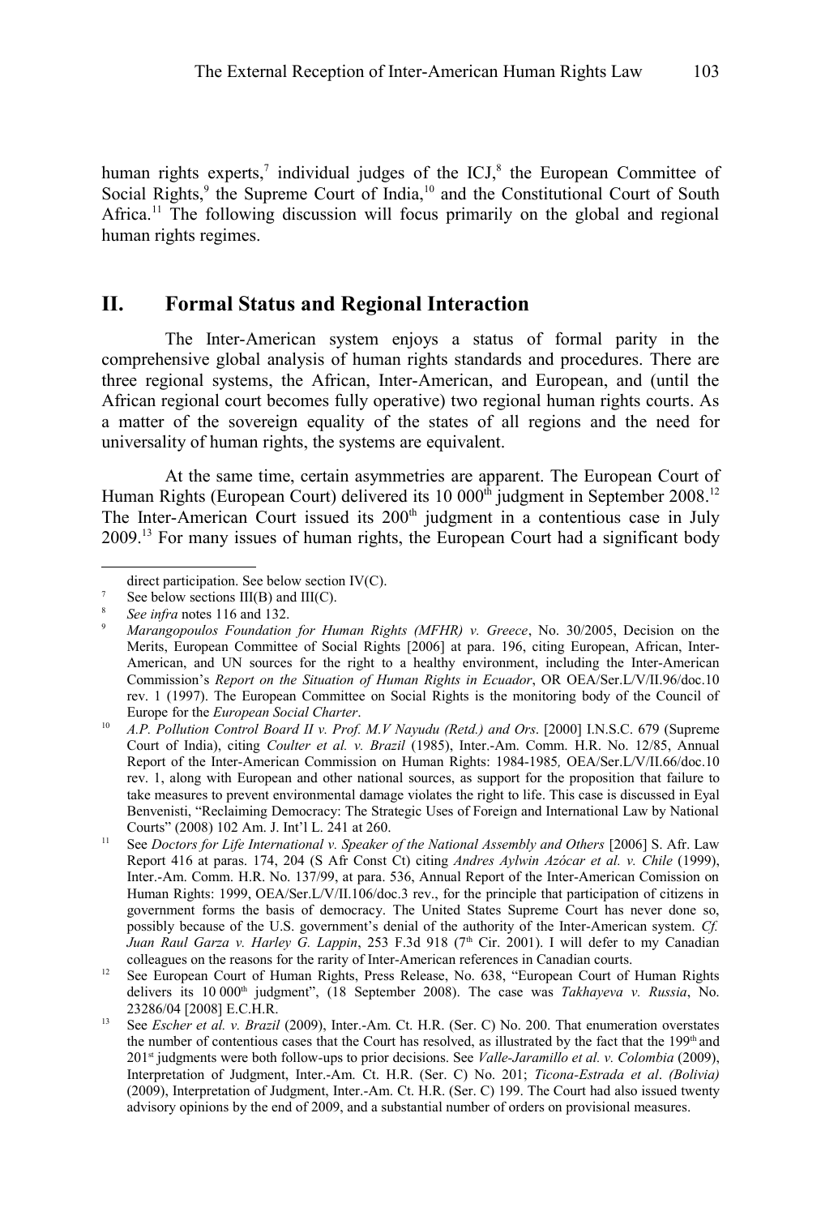human rights experts,[7] individual judges of the ICJ,[8] the European Committee of Social Rights,[9] the Supreme Court of India,[10] and the Constitutional Court of South Africa.[11] The following discussion will focus primarily on the global and regional human rights regimes.

## II. Formal Status and Regional Interaction

The Inter-American system enjoys a status of formal parity in the comprehensive global analysis of human rights standards and procedures. There are three regional systems, the African, Inter-American, and European, and (until the African regional court becomes fully operative) two regional human rights courts. As a matter of the sovereign equality of the states of all regions and the need for universality of human rights, the systems are equivalent.

At the same time, certain asymmetries are apparent. The European Court of Human Rights (European Court) delivered its 10 000th judgment in September 2008.[12] The Inter-American Court issued its 200th judgment in a contentious case in July 2009.[13] For many issues of human rights, the European Court had a significant body

---

direct participation. See below section IV(C).

[7] See below sections III(B) and III(C).

[8] *See infra* notes 116 and 132.

[9] *Marangopoulos Foundation for Human Rights (MFHR) v. Greece*, No. 30/2005, Decision on the Merits, European Committee of Social Rights [2006] at para. 196, citing European, African, Inter-American, and UN sources for the right to a healthy environment, including the Inter-American Commission's *Report on the Situation of Human Rights in Ecuador*, OR OEA/Ser.L/V/II.96/doc.10 rev. 1 (1997). The European Committee on Social Rights is the monitoring body of the Council of Europe for the *European Social Charter*.

[10] *A.P. Pollution Control Board II v. Prof. M.V Nayudu (Retd.) and Ors*. [2000] I.N.S.C. 679 (Supreme Court of India), citing *Coulter et al. v. Brazil* (1985), Inter.-Am. Comm. H.R. No. 12/85, Annual Report of the Inter-American Commission on Human Rights: 1984-1985*,* OEA/Ser.L/V/II.66/doc.10 rev. 1, along with European and other national sources, as support for the proposition that failure to take measures to prevent environmental damage violates the right to life. This case is discussed in Eyal Benvenisti, "Reclaiming Democracy: The Strategic Uses of Foreign and International Law by National Courts" (2008) 102 Am. J. Int'l L. 241 at 260.

[11] See *Doctors for Life International v. Speaker of the National Assembly and Others* [2006] S. Afr. Law Report 416 at paras. 174, 204 (S Afr Const Ct) citing *Andres Aylwin Azócar et al. v. Chile* (1999), Inter.-Am. Comm. H.R. No. 137/99, at para. 536, Annual Report of the Inter-American Comission on Human Rights: 1999, OEA/Ser.L/V/II.106/doc.3 rev., for the principle that participation of citizens in government forms the basis of democracy. The United States Supreme Court has never done so, possibly because of the U.S. government's denial of the authority of the Inter-American system. *Cf. Juan Raul Garza v. Harley G. Lappin*, 253 F.3d 918 (7th Cir. 2001). I will defer to my Canadian colleagues on the reasons for the rarity of Inter-American references in Canadian courts.

[12] See European Court of Human Rights, Press Release, No. 638, "European Court of Human Rights delivers its 10 000th judgment", (18 September 2008). The case was *Takhayeva v. Russia*, No. 23286/04 [2008] E.C.H.R.

[13] See *Escher et al. v. Brazil* (2009), Inter.-Am. Ct. H.R. (Ser. C) No. 200. That enumeration overstates the number of contentious cases that the Court has resolved, as illustrated by the fact that the 199th and 201st judgments were both follow-ups to prior decisions. See *Valle-Jaramillo et al. v. Colombia* (2009), Interpretation of Judgment, Inter.-Am. Ct. H.R. (Ser. C) No. 201; *Ticona-Estrada et al. (Bolivia)* (2009), Interpretation of Judgment, Inter.-Am. Ct. H.R. (Ser. C) 199. The Court had also issued twenty advisory opinions by the end of 2009, and a substantial number of orders on provisional measures.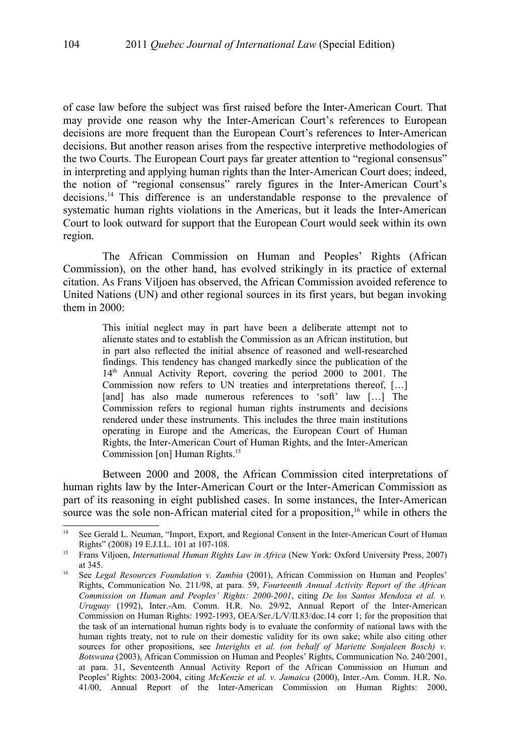of case law before the subject was first raised before the Inter-American Court. That may provide one reason why the Inter-American Court's references to European decisions are more frequent than the European Court's references to Inter-American decisions. But another reason arises from the respective interpretive methodologies of the two Courts. The European Court pays far greater attention to "regional consensus" in interpreting and applying human rights than the Inter-American Court does; indeed, the notion of "regional consensus" rarely figures in the Inter-American Court's decisions.[14] This difference is an understandable response to the prevalence of systematic human rights violations in the Americas, but it leads the Inter-American Court to look outward for support that the European Court would seek within its own region.

The African Commission on Human and Peoples' Rights (African Commission), on the other hand, has evolved strikingly in its practice of external citation. As Frans Viljoen has observed, the African Commission avoided reference to United Nations (UN) and other regional sources in its first years, but began invoking them in 2000:

> This initial neglect may in part have been a deliberate attempt not to alienate states and to establish the Commission as an African institution, but in part also reflected the initial absence of reasoned and well-researched findings. This tendency has changed markedly since the publication of the 14th Annual Activity Report, covering the period 2000 to 2001. The Commission now refers to UN treaties and interpretations thereof, […] [and] has also made numerous references to 'soft' law […] The Commission refers to regional human rights instruments and decisions rendered under these instruments. This includes the three main institutions operating in Europe and the Americas, the European Court of Human Rights, the Inter-American Court of Human Rights, and the Inter-American Commission [on] Human Rights.[15]

Between 2000 and 2008, the African Commission cited interpretations of human rights law by the Inter-American Court or the Inter-American Commission as part of its reasoning in eight published cases. In some instances, the Inter-American source was the sole non-African material cited for a proposition,[16] while in others the

---

[14] See Gerald L. Neuman, "Import, Export, and Regional Consent in the Inter-American Court of Human Rights" (2008) 19 E.J.I.L. 101 at 107-108.

[15] Frans Viljoen, *International Human Rights Law in Africa* (New York: Oxford University Press, 2007) at 345.

[16] See *Legal Resources Foundation v. Zambia* (2001), African Commission on Human and Peoples' Rights, Communication No. 211/98, at para. 59, *Fourteenth Annual Activity Report of the African Commission on Human and Peoples' Rights: 2000-2001*, citing *De los Santos Mendoza et al. v. Uruguay* (1992), Inter.-Am. Comm. H.R. No. 29/92, Annual Report of the Inter-American Commission on Human Rights: 1992-1993, OEA/Ser./L/V/II.83/doc.14 corr 1; for the proposition that the task of an international human rights body is to evaluate the conformity of national laws with the human rights treaty, not to rule on their domestic validity for its own sake; while also citing other sources for other propositions, see *Interights et al. (on behalf of Mariette Sonjaleen Bosch) v. Botswana* (2003), African Commission on Human and Peoples' Rights, Communication No. 240/2001, at para. 31, Seventeenth Annual Activity Report of the African Commission on Human and Peoples' Rights: 2003-2004, citing *McKenzie et al. v. Jamaica* (2000), Inter.-Am. Comm. H.R. No. 41/00, Annual Report of the Inter-American Commission on Human Rights: 2000,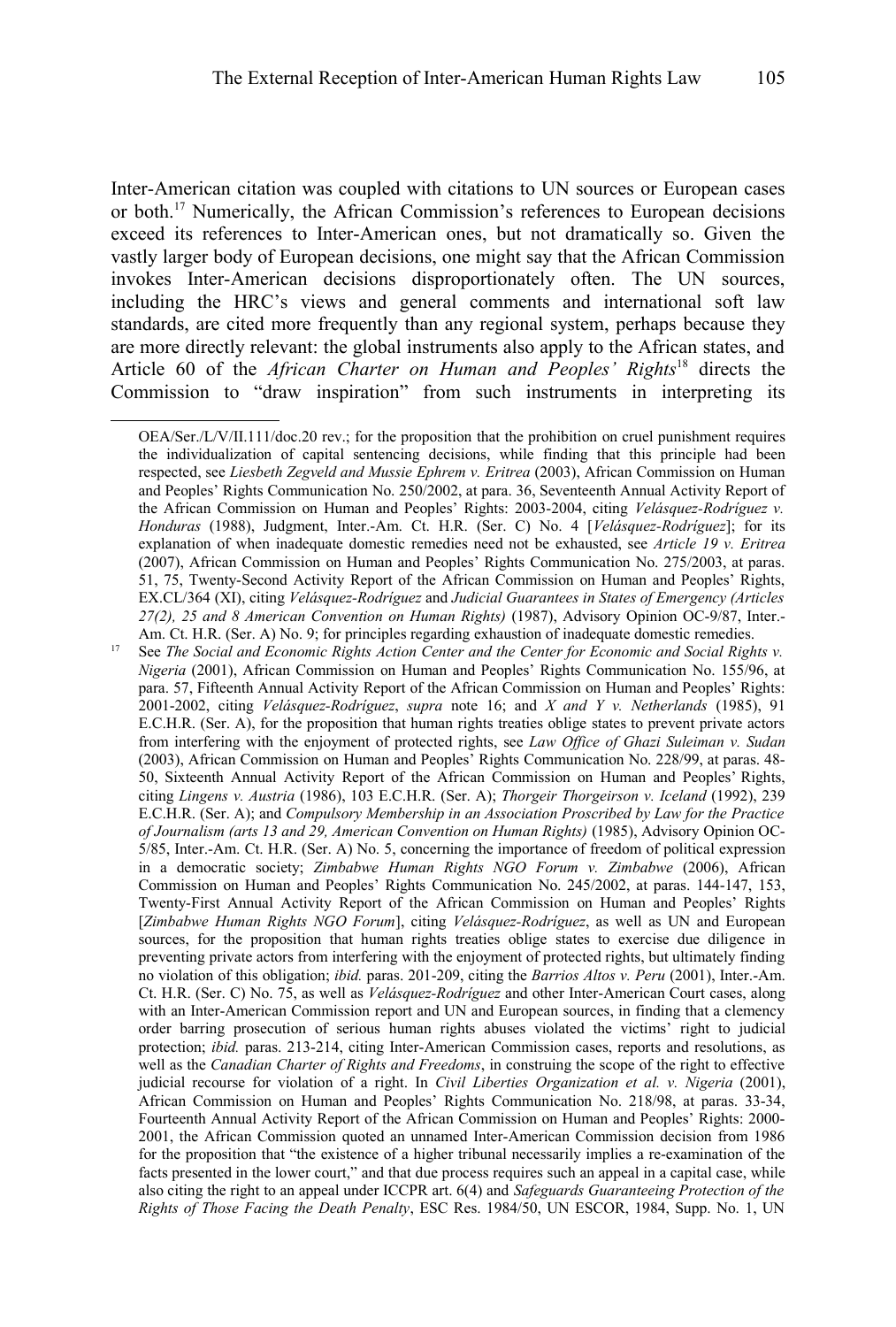Inter-American citation was coupled with citations to UN sources or European cases or both.[17] Numerically, the African Commission's references to European decisions exceed its references to Inter-American ones, but not dramatically so. Given the vastly larger body of European decisions, one might say that the African Commission invokes Inter-American decisions disproportionately often. The UN sources, including the HRC's views and general comments and international soft law standards, are cited more frequently than any regional system, perhaps because they are more directly relevant: the global instruments also apply to the African states, and Article 60 of the *African Charter on Human and Peoples' Rights*[18] directs the Commission to "draw inspiration" from such instruments in interpreting its

---

OEA/Ser./L/V/II.111/doc.20 rev.; for the proposition that the prohibition on cruel punishment requires the individualization of capital sentencing decisions, while finding that this principle had been respected, see *Liesbeth Zegveld and Mussie Ephrem v. Eritrea* (2003), African Commission on Human and Peoples' Rights Communication No. 250/2002, at para. 36, Seventeenth Annual Activity Report of the African Commission on Human and Peoples' Rights: 2003-2004, citing *Velásquez-Rodríguez v. Honduras* (1988), Judgment, Inter.-Am. Ct. H.R. (Ser. C) No. 4 [*Velásquez-Rodríguez*]; for its explanation of when inadequate domestic remedies need not be exhausted, see *Article 19 v. Eritrea* (2007), African Commission on Human and Peoples' Rights Communication No. 275/2003, at paras. 51, 75, Twenty-Second Activity Report of the African Commission on Human and Peoples' Rights, EX.CL/364 (XI), citing *Velásquez-Rodríguez* and *Judicial Guarantees in States of Emergency (Articles 27(2), 25 and 8 American Convention on Human Rights)* (1987), Advisory Opinion OC-9/87, Inter.-Am. Ct. H.R. (Ser. A) No. 9; for principles regarding exhaustion of inadequate domestic remedies.

[17] See *The Social and Economic Rights Action Center and the Center for Economic and Social Rights v. Nigeria* (2001), African Commission on Human and Peoples' Rights Communication No. 155/96, at para. 57, Fifteenth Annual Activity Report of the African Commission on Human and Peoples' Rights: 2001-2002, citing *Velásquez-Rodríguez*, *supra* note 16; and *X and Y v. Netherlands* (1985), 91 E.C.H.R. (Ser. A), for the proposition that human rights treaties oblige states to prevent private actors from interfering with the enjoyment of protected rights, see *Law Office of Ghazi Suleiman v. Sudan* (2003), African Commission on Human and Peoples' Rights Communication No. 228/99, at paras. 48-50, Sixteenth Annual Activity Report of the African Commission on Human and Peoples' Rights, citing *Lingens v. Austria* (1986), 103 E.C.H.R. (Ser. A); *Thorgeir Thorgeirson v. Iceland* (1992), 239 E.C.H.R. (Ser. A); and *Compulsory Membership in an Association Proscribed by Law for the Practice of Journalism (arts 13 and 29, American Convention on Human Rights)* (1985), Advisory Opinion OC-5/85, Inter.-Am. Ct. H.R. (Ser. A) No. 5, concerning the importance of freedom of political expression in a democratic society; *Zimbabwe Human Rights NGO Forum v. Zimbabwe* (2006), African Commission on Human and Peoples' Rights Communication No. 245/2002, at paras. 144-147, 153, Twenty-First Annual Activity Report of the African Commission on Human and Peoples' Rights [*Zimbabwe Human Rights NGO Forum*], citing *Velásquez-Rodríguez*, as well as UN and European sources, for the proposition that human rights treaties oblige states to exercise due diligence in preventing private actors from interfering with the enjoyment of protected rights, but ultimately finding no violation of this obligation; *ibid.* paras. 201-209, citing the *Barrios Altos v. Peru* (2001), Inter.-Am. Ct. H.R. (Ser. C) No. 75, as well as *Velásquez-Rodríguez* and other Inter-American Court cases, along with an Inter-American Commission report and UN and European sources, in finding that a clemency order barring prosecution of serious human rights abuses violated the victims' right to judicial protection; *ibid.* paras. 213-214, citing Inter-American Commission cases, reports and resolutions, as well as the *Canadian Charter of Rights and Freedoms*, in construing the scope of the right to effective judicial recourse for violation of a right. In *Civil Liberties Organization et al. v. Nigeria* (2001), African Commission on Human and Peoples' Rights Communication No. 218/98, at paras. 33-34, Fourteenth Annual Activity Report of the African Commission on Human and Peoples' Rights: 2000-2001, the African Commission quoted an unnamed Inter-American Commission decision from 1986 for the proposition that "the existence of a higher tribunal necessarily implies a re-examination of the facts presented in the lower court," and that due process requires such an appeal in a capital case, while also citing the right to an appeal under ICCPR art. 6(4) and *Safeguards Guaranteeing Protection of the Rights of Those Facing the Death Penalty*, ESC Res. 1984/50, UN ESCOR, 1984, Supp. No. 1, UN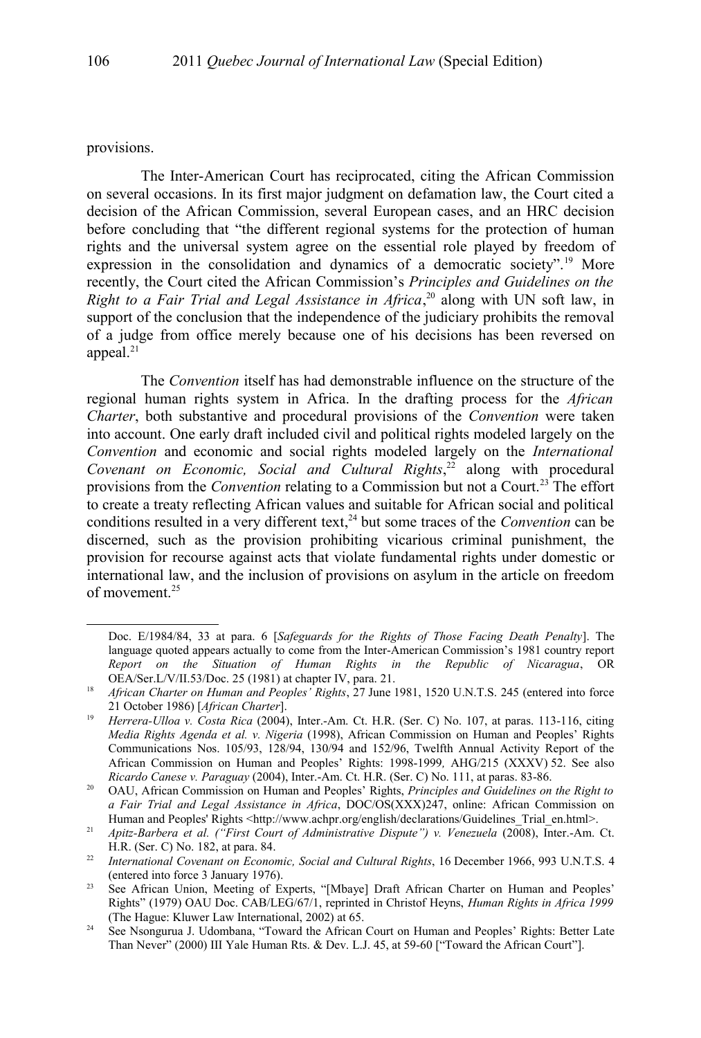provisions.

The Inter-American Court has reciprocated, citing the African Commission on several occasions. In its first major judgment on defamation law, the Court cited a decision of the African Commission, several European cases, and an HRC decision before concluding that "the different regional systems for the protection of human rights and the universal system agree on the essential role played by freedom of expression in the consolidation and dynamics of a democratic society".[19] More recently, the Court cited the African Commission's *Principles and Guidelines on the Right to a Fair Trial and Legal Assistance in Africa*,[20] along with UN soft law, in support of the conclusion that the independence of the judiciary prohibits the removal of a judge from office merely because one of his decisions has been reversed on appeal.[21]

The *Convention* itself has had demonstrable influence on the structure of the regional human rights system in Africa. In the drafting process for the *African Charter*, both substantive and procedural provisions of the *Convention* were taken into account. One early draft included civil and political rights modeled largely on the *Convention* and economic and social rights modeled largely on the *International Covenant on Economic, Social and Cultural Rights*,[22] along with procedural provisions from the *Convention* relating to a Commission but not a Court.[23] The effort to create a treaty reflecting African values and suitable for African social and political conditions resulted in a very different text,[24] but some traces of the *Convention* can be discerned, such as the provision prohibiting vicarious criminal punishment, the provision for recourse against acts that violate fundamental rights under domestic or international law, and the inclusion of provisions on asylum in the article on freedom of movement.[25]

---

Doc. E/1984/84, 33 at para. 6 [*Safeguards for the Rights of Those Facing Death Penalty*]. The language quoted appears actually to come from the Inter-American Commission's 1981 country report *Report on the Situation of Human Rights in the Republic of Nicaragua*, OR OEA/Ser.L/V/II.53/Doc. 25 (1981) at chapter IV, para. 21.

[18] *African Charter on Human and Peoples' Rights*, 27 June 1981, 1520 U.N.T.S. 245 (entered into force 21 October 1986) [*African Charter*].

[19] *Herrera-Ulloa v. Costa Rica* (2004), Inter.-Am. Ct. H.R. (Ser. C) No. 107, at paras. 113-116, citing *Media Rights Agenda et al. v. Nigeria* (1998), African Commission on Human and Peoples' Rights Communications Nos. 105/93, 128/94, 130/94 and 152/96, Twelfth Annual Activity Report of the African Commission on Human and Peoples' Rights: 1998-1999*,* AHG/215 (XXXV) 52. See also *Ricardo Canese v. Paraguay* (2004), Inter.-Am. Ct. H.R. (Ser. C) No. 111, at paras. 83-86.

[20] OAU, African Commission on Human and Peoples' Rights, *Principles and Guidelines on the Right to a Fair Trial and Legal Assistance in Africa*, DOC/OS(XXX)247, online: African Commission on Human and Peoples' Rights <http://www.achpr.org/english/declarations/Guidelines_Trial_en.html>.

[21] *Apitz-Barbera et al. ("First Court of Administrative Dispute") v. Venezuela* (2008), Inter.-Am. Ct. H.R. (Ser. C) No. 182, at para. 84.

[22] *International Covenant on Economic, Social and Cultural Rights*, 16 December 1966, 993 U.N.T.S. 4 (entered into force 3 January 1976).

[23] See African Union, Meeting of Experts, "[Mbaye] Draft African Charter on Human and Peoples' Rights" (1979) OAU Doc. CAB/LEG/67/1, reprinted in Christof Heyns, *Human Rights in Africa 1999* (The Hague: Kluwer Law International, 2002) at 65.

[24] See Nsongurua J. Udombana, "Toward the African Court on Human and Peoples' Rights: Better Late Than Never" (2000) III Yale Human Rts. & Dev. L.J. 45, at 59-60 ["Toward the African Court"].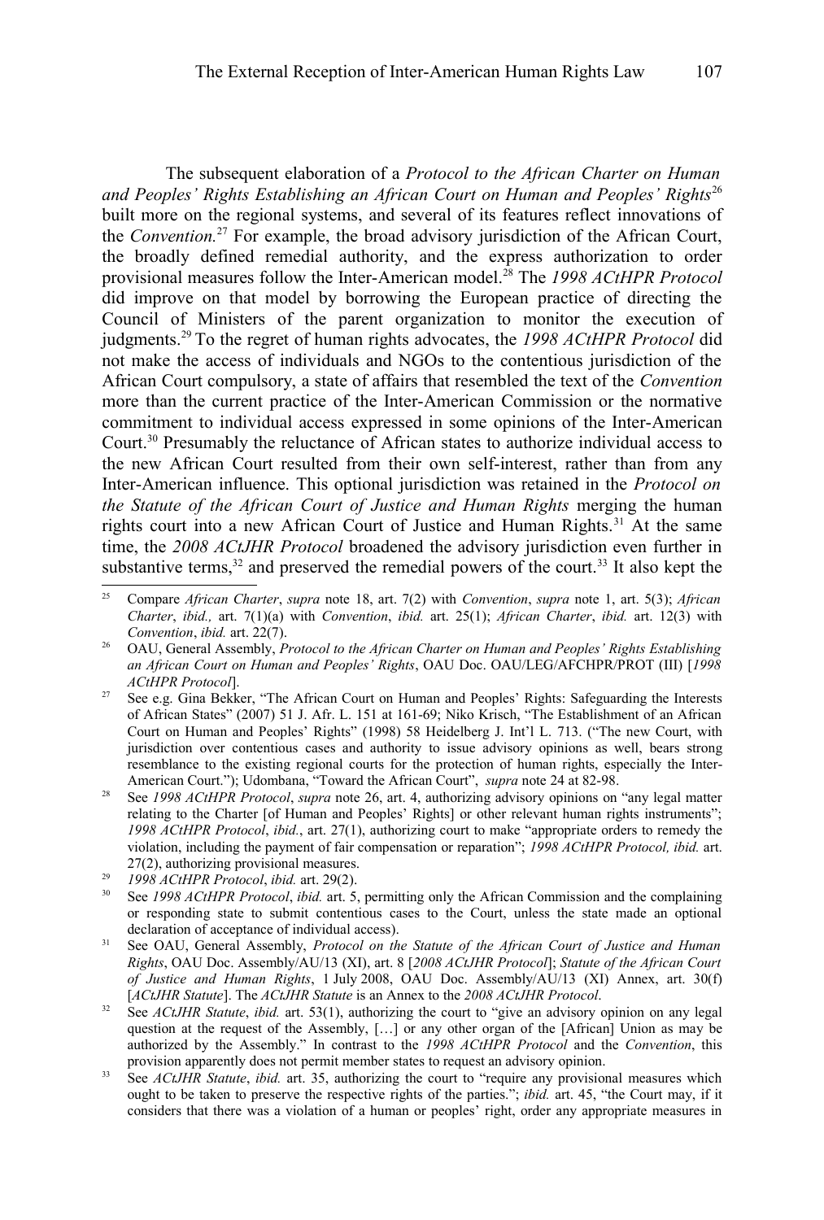The subsequent elaboration of a *Protocol to the African Charter on Human and Peoples' Rights Establishing an African Court on Human and Peoples' Rights*[26] built more on the regional systems, and several of its features reflect innovations of the *Convention.*[27] For example, the broad advisory jurisdiction of the African Court, the broadly defined remedial authority, and the express authorization to order provisional measures follow the Inter-American model.[28] The *1998 ACtHPR Protocol* did improve on that model by borrowing the European practice of directing the Council of Ministers of the parent organization to monitor the execution of judgments.[29] To the regret of human rights advocates, the *1998 ACtHPR Protocol* did not make the access of individuals and NGOs to the contentious jurisdiction of the African Court compulsory, a state of affairs that resembled the text of the *Convention* more than the current practice of the Inter-American Commission or the normative commitment to individual access expressed in some opinions of the Inter-American Court.[30] Presumably the reluctance of African states to authorize individual access to the new African Court resulted from their own self-interest, rather than from any Inter-American influence. This optional jurisdiction was retained in the *Protocol on the Statute of the African Court of Justice and Human Rights* merging the human rights court into a new African Court of Justice and Human Rights.[31] At the same time, the *2008 ACtJHR Protocol* broadened the advisory jurisdiction even further in substantive terms,[32] and preserved the remedial powers of the court.[33] It also kept the

---

[25] Compare *African Charter*, *supra* note 18, art. 7(2) with *Convention*, *supra* note 1, art. 5(3); *African Charter*, *ibid.,* art. 7(1)(a) with *Convention*, *ibid.* art. 25(1); *African Charter*, *ibid.* art. 12(3) with *Convention*, *ibid.* art. 22(7).

[26] OAU, General Assembly, *Protocol to the African Charter on Human and Peoples' Rights Establishing an African Court on Human and Peoples' Rights*, OAU Doc. OAU/LEG/AFCHPR/PROT (III) [*1998 ACtHPR Protocol*].

[27] See e.g. Gina Bekker, "The African Court on Human and Peoples' Rights: Safeguarding the Interests of African States" (2007) 51 J. Afr. L. 151 at 161-69; Niko Krisch, "The Establishment of an African Court on Human and Peoples' Rights" (1998) 58 Heidelberg J. Int'l L. 713. ("The new Court, with jurisdiction over contentious cases and authority to issue advisory opinions as well, bears strong resemblance to the existing regional courts for the protection of human rights, especially the Inter-American Court."); Udombana, "Toward the African Court", *supra* note 24 at 82-98.

[28] See *1998 ACtHPR Protocol*, *supra* note 26, art. 4, authorizing advisory opinions on "any legal matter relating to the Charter [of Human and Peoples' Rights] or other relevant human rights instruments"; *1998 ACtHPR Protocol*, *ibid.*, art. 27(1), authorizing court to make "appropriate orders to remedy the violation, including the payment of fair compensation or reparation"; *1998 ACtHPR Protocol, ibid.* art. 27(2), authorizing provisional measures.

[29] *1998 ACtHPR Protocol*, *ibid.* art. 29(2).

[30] See *1998 ACtHPR Protocol*, *ibid.* art. 5, permitting only the African Commission and the complaining or responding state to submit contentious cases to the Court, unless the state made an optional declaration of acceptance of individual access).

[31] See OAU, General Assembly, *Protocol on the Statute of the African Court of Justice and Human Rights*, OAU Doc. Assembly/AU/13 (XI), art. 8 [*2008 ACtJHR Protocol*]; *Statute of the African Court of Justice and Human Rights*, 1 July 2008, OAU Doc. Assembly/AU/13 (XI) Annex, art. 30(f) [*ACtJHR Statute*]. The *ACtJHR Statute* is an Annex to the *2008 ACtJHR Protocol*.

[32] See *ACtJHR Statute*, *ibid.* art. 53(1), authorizing the court to "give an advisory opinion on any legal question at the request of the Assembly, […] or any other organ of the [African] Union as may be authorized by the Assembly." In contrast to the *1998 ACtHPR Protocol* and the *Convention*, this provision apparently does not permit member states to request an advisory opinion.

[33] See *ACtJHR Statute*, *ibid.* art. 35, authorizing the court to "require any provisional measures which ought to be taken to preserve the respective rights of the parties."; *ibid.* art. 45, "the Court may, if it considers that there was a violation of a human or peoples' right, order any appropriate measures in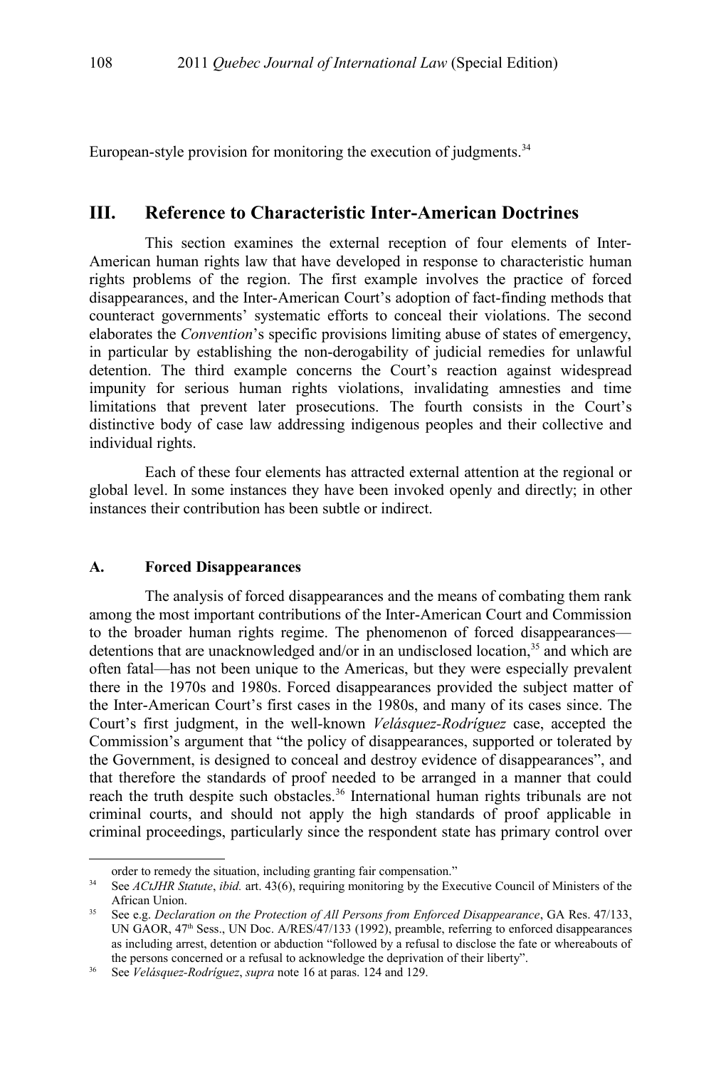European-style provision for monitoring the execution of judgments.[34]

## III. Reference to Characteristic Inter-American Doctrines

This section examines the external reception of four elements of Inter-American human rights law that have developed in response to characteristic human rights problems of the region. The first example involves the practice of forced disappearances, and the Inter-American Court's adoption of fact-finding methods that counteract governments' systematic efforts to conceal their violations. The second elaborates the *Convention*'s specific provisions limiting abuse of states of emergency, in particular by establishing the non-derogability of judicial remedies for unlawful detention. The third example concerns the Court's reaction against widespread impunity for serious human rights violations, invalidating amnesties and time limitations that prevent later prosecutions. The fourth consists in the Court's distinctive body of case law addressing indigenous peoples and their collective and individual rights.

Each of these four elements has attracted external attention at the regional or global level. In some instances they have been invoked openly and directly; in other instances their contribution has been subtle or indirect.

### A. Forced Disappearances

The analysis of forced disappearances and the means of combating them rank among the most important contributions of the Inter-American Court and Commission to the broader human rights regime. The phenomenon of forced disappearances—detentions that are unacknowledged and/or in an undisclosed location,[35] and which are often fatal—has not been unique to the Americas, but they were especially prevalent there in the 1970s and 1980s. Forced disappearances provided the subject matter of the Inter-American Court's first cases in the 1980s, and many of its cases since. The Court's first judgment, in the well-known *Velásquez-Rodríguez* case, accepted the Commission's argument that "the policy of disappearances, supported or tolerated by the Government, is designed to conceal and destroy evidence of disappearances", and that therefore the standards of proof needed to be arranged in a manner that could reach the truth despite such obstacles.[36] International human rights tribunals are not criminal courts, and should not apply the high standards of proof applicable in criminal proceedings, particularly since the respondent state has primary control over

---

order to remedy the situation, including granting fair compensation."

[34] See *ACtJHR Statute*, *ibid.* art. 43(6), requiring monitoring by the Executive Council of Ministers of the African Union.

[35] See e.g. *Declaration on the Protection of All Persons from Enforced Disappearance*, GA Res. 47/133, UN GAOR, 47th Sess., UN Doc. A/RES/47/133 (1992), preamble, referring to enforced disappearances as including arrest, detention or abduction "followed by a refusal to disclose the fate or whereabouts of the persons concerned or a refusal to acknowledge the deprivation of their liberty".

[36] See *Velásquez-Rodríguez*, *supra* note 16 at paras. 124 and 129.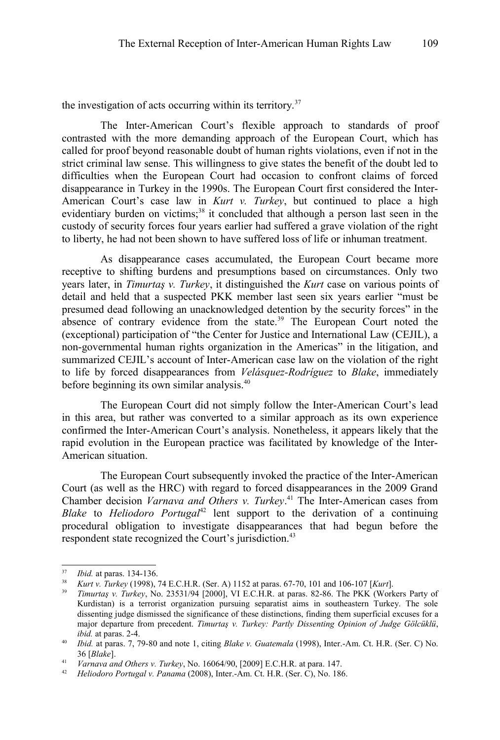the investigation of acts occurring within its territory.[37]

The Inter-American Court's flexible approach to standards of proof contrasted with the more demanding approach of the European Court, which has called for proof beyond reasonable doubt of human rights violations, even if not in the strict criminal law sense. This willingness to give states the benefit of the doubt led to difficulties when the European Court had occasion to confront claims of forced disappearance in Turkey in the 1990s. The European Court first considered the Inter-American Court's case law in *Kurt v. Turkey*, but continued to place a high evidentiary burden on victims;[38] it concluded that although a person last seen in the custody of security forces four years earlier had suffered a grave violation of the right to liberty, he had not been shown to have suffered loss of life or inhuman treatment.

As disappearance cases accumulated, the European Court became more receptive to shifting burdens and presumptions based on circumstances. Only two years later, in *Timurtaş v. Turkey*, it distinguished the *Kurt* case on various points of detail and held that a suspected PKK member last seen six years earlier "must be presumed dead following an unacknowledged detention by the security forces" in the absence of contrary evidence from the state.[39] The European Court noted the (exceptional) participation of "the Center for Justice and International Law (CEJIL), a non-governmental human rights organization in the Americas" in the litigation, and summarized CEJIL's account of Inter-American case law on the violation of the right to life by forced disappearances from *Velásquez-Rodríguez* to *Blake*, immediately before beginning its own similar analysis.[40]

The European Court did not simply follow the Inter-American Court's lead in this area, but rather was converted to a similar approach as its own experience confirmed the Inter-American Court's analysis. Nonetheless, it appears likely that the rapid evolution in the European practice was facilitated by knowledge of the Inter-American situation.

The European Court subsequently invoked the practice of the Inter-American Court (as well as the HRC) with regard to forced disappearances in the 2009 Grand Chamber decision *Varnava and Others v. Turkey*.[41] The Inter-American cases from *Blake* to *Heliodoro Portugal*[42] lent support to the derivation of a continuing procedural obligation to investigate disappearances that had begun before the respondent state recognized the Court's jurisdiction.[43]

---

[37] *Ibid.* at paras. 134-136.

[38] *Kurt v. Turkey* (1998), 74 E.C.H.R. (Ser. A) 1152 at paras. 67-70, 101 and 106-107 [*Kurt*].

[39] *Timurtaş v. Turkey*, No. 23531/94 [2000], VI E.C.H.R. at paras. 82-86. The PKK (Workers Party of Kurdistan) is a terrorist organization pursuing separatist aims in southeastern Turkey. The sole dissenting judge dismissed the significance of these distinctions, finding them superficial excuses for a major departure from precedent. *Timurtaş v. Turkey: Partly Dissenting Opinion of Judge Gölcüklü*, *ibid.* at paras. 2-4.

[40] *Ibid.* at paras. 7, 79-80 and note 1, citing *Blake v. Guatemala* (1998), Inter.-Am. Ct. H.R. (Ser. C) No. 36 [*Blake*].

[41] *Varnava and Others v. Turkey*, No. 16064/90, [2009] E.C.H.R. at para. 147.

[42] *Heliodoro Portugal v. Panama* (2008), Inter.-Am. Ct. H.R. (Ser. C), No. 186.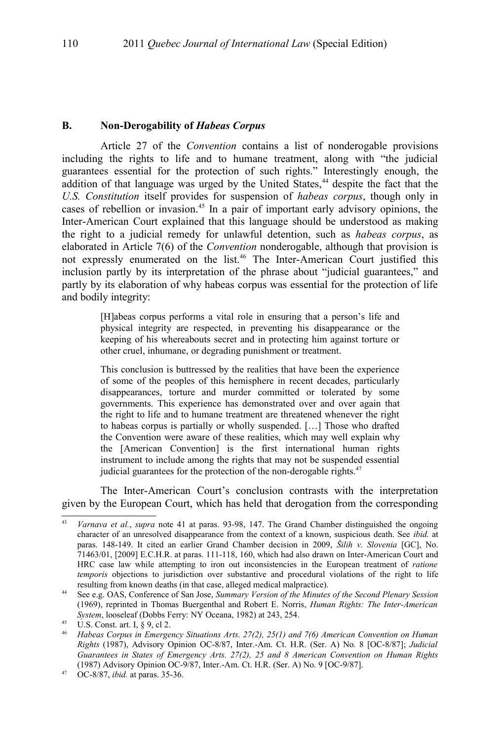### B. Non-Derogability of *Habeas Corpus*

Article 27 of the *Convention* contains a list of nonderogable provisions including the rights to life and to humane treatment, along with "the judicial guarantees essential for the protection of such rights." Interestingly enough, the addition of that language was urged by the United States,[44] despite the fact that the *U.S. Constitution* itself provides for suspension of *habeas corpus*, though only in cases of rebellion or invasion.[45] In a pair of important early advisory opinions, the Inter-American Court explained that this language should be understood as making the right to a judicial remedy for unlawful detention, such as *habeas corpus*, as elaborated in Article 7(6) of the *Convention* nonderogable, although that provision is not expressly enumerated on the list.[46] The Inter-American Court justified this inclusion partly by its interpretation of the phrase about "judicial guarantees," and partly by its elaboration of why habeas corpus was essential for the protection of life and bodily integrity:

> [H]abeas corpus performs a vital role in ensuring that a person's life and physical integrity are respected, in preventing his disappearance or the keeping of his whereabouts secret and in protecting him against torture or other cruel, inhumane, or degrading punishment or treatment.
>
> This conclusion is buttressed by the realities that have been the experience of some of the peoples of this hemisphere in recent decades, particularly disappearances, torture and murder committed or tolerated by some governments. This experience has demonstrated over and over again that the right to life and to humane treatment are threatened whenever the right to habeas corpus is partially or wholly suspended. […] Those who drafted the Convention were aware of these realities, which may well explain why the [American Convention] is the first international human rights instrument to include among the rights that may not be suspended essential judicial guarantees for the protection of the non-derogable rights.[47]

The Inter-American Court's conclusion contrasts with the interpretation given by the European Court, which has held that derogation from the corresponding

---

[43] *Varnava et al.*, *supra* note 41 at paras. 93-98, 147. The Grand Chamber distinguished the ongoing character of an unresolved disappearance from the context of a known, suspicious death. See *ibid.* at paras. 148-149. It cited an earlier Grand Chamber decision in 2009, *Šilih v. Slovenia* [GC], No. 71463/01, [2009] E.C.H.R. at paras. 111-118, 160, which had also drawn on Inter-American Court and HRC case law while attempting to iron out inconsistencies in the European treatment of *ratione temporis* objections to jurisdiction over substantive and procedural violations of the right to life resulting from known deaths (in that case, alleged medical malpractice).

[44] See e.g. OAS, Conference of San Jose, *Summary Version of the Minutes of the Second Plenary Session* (1969), reprinted in Thomas Buergenthal and Robert E. Norris, *Human Rights: The Inter-American System*, looseleaf (Dobbs Ferry: NY Oceana, 1982) at 243, 254.

[45] U.S. Const. art. I, § 9, cl 2.

[46] *Habeas Corpus in Emergency Situations Arts. 27(2), 25(1) and 7(6) American Convention on Human Rights* (1987), Advisory Opinion OC-8/87, Inter.-Am. Ct. H.R. (Ser. A) No. 8 [OC-8/87]; *Judicial Guarantees in States of Emergency Arts. 27(2), 25 and 8 American Convention on Human Rights* (1987) Advisory Opinion OC-9/87, Inter.-Am. Ct. H.R. (Ser. A) No. 9 [OC-9/87].

[47] OC-8/87, *ibid.* at paras. 35-36.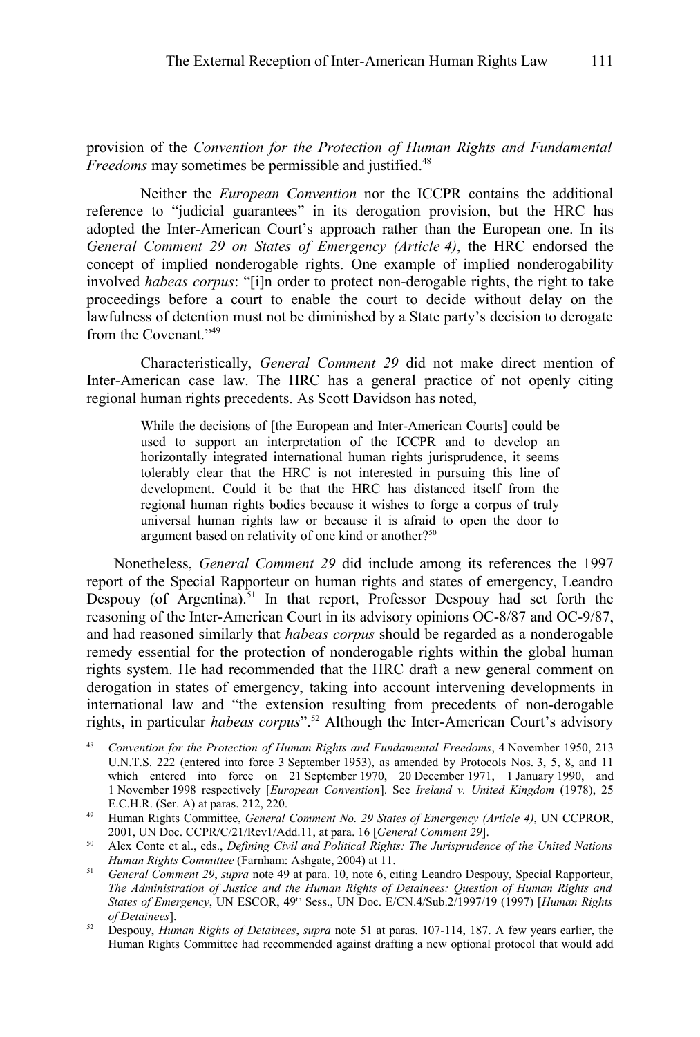provision of the *Convention for the Protection of Human Rights and Fundamental Freedoms* may sometimes be permissible and justified.[48]

Neither the *European Convention* nor the ICCPR contains the additional reference to "judicial guarantees" in its derogation provision, but the HRC has adopted the Inter-American Court's approach rather than the European one. In its *General Comment 29 on States of Emergency (Article 4)*, the HRC endorsed the concept of implied nonderogable rights. One example of implied nonderogability involved *habeas corpus*: "[i]n order to protect non-derogable rights, the right to take proceedings before a court to enable the court to decide without delay on the lawfulness of detention must not be diminished by a State party's decision to derogate from the Covenant."[49]

Characteristically, *General Comment 29* did not make direct mention of Inter-American case law. The HRC has a general practice of not openly citing regional human rights precedents. As Scott Davidson has noted,

> While the decisions of [the European and Inter-American Courts] could be used to support an interpretation of the ICCPR and to develop an horizontally integrated international human rights jurisprudence, it seems tolerably clear that the HRC is not interested in pursuing this line of development. Could it be that the HRC has distanced itself from the regional human rights bodies because it wishes to forge a corpus of truly universal human rights law or because it is afraid to open the door to argument based on relativity of one kind or another?[50]

Nonetheless, *General Comment 29* did include among its references the 1997 report of the Special Rapporteur on human rights and states of emergency, Leandro Despouy (of Argentina).[51] In that report, Professor Despouy had set forth the reasoning of the Inter-American Court in its advisory opinions OC-8/87 and OC-9/87, and had reasoned similarly that *habeas corpus* should be regarded as a nonderogable remedy essential for the protection of nonderogable rights within the global human rights system. He had recommended that the HRC draft a new general comment on derogation in states of emergency, taking into account intervening developments in international law and "the extension resulting from precedents of non-derogable rights, in particular *habeas corpus*".[52] Although the Inter-American Court's advisory

---

[48] *Convention for the Protection of Human Rights and Fundamental Freedoms*, 4 November 1950, 213 U.N.T.S. 222 (entered into force 3 September 1953), as amended by Protocols Nos. 3, 5, 8, and 11 which entered into force on 21 September 1970, 20 December 1971, 1 January 1990, and 1 November 1998 respectively [*European Convention*]. See *Ireland v. United Kingdom* (1978), 25 E.C.H.R. (Ser. A) at paras. 212, 220.

[49] Human Rights Committee, *General Comment No. 29 States of Emergency (Article 4)*, UN CCPROR, 2001, UN Doc. CCPR/C/21/Rev1/Add.11, at para. 16 [*General Comment 29*].

[50] Alex Conte et al., eds., *Defining Civil and Political Rights: The Jurisprudence of the United Nations Human Rights Committee* (Farnham: Ashgate, 2004) at 11.

[51] *General Comment 29*, *supra* note 49 at para. 10, note 6, citing Leandro Despouy, Special Rapporteur, *The Administration of Justice and the Human Rights of Detainees: Question of Human Rights and States of Emergency*, UN ESCOR, 49th Sess., UN Doc. E/CN.4/Sub.2/1997/19 (1997) [*Human Rights of Detainees*].

[52] Despouy, *Human Rights of Detainees*, *supra* note 51 at paras. 107-114, 187. A few years earlier, the Human Rights Committee had recommended against drafting a new optional protocol that would add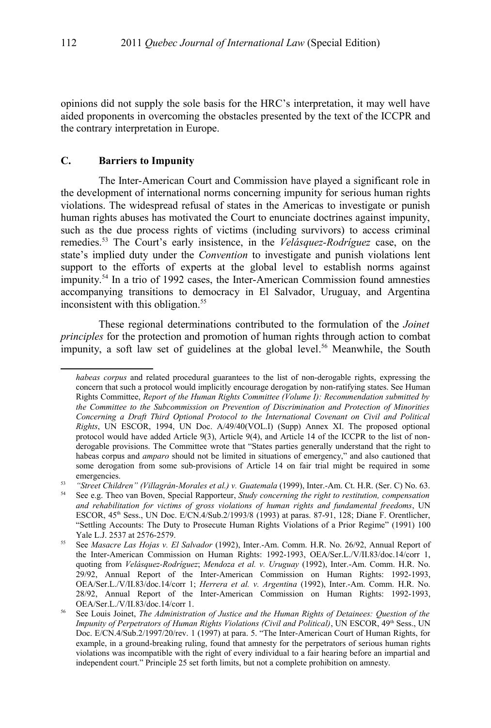opinions did not supply the sole basis for the HRC's interpretation, it may well have aided proponents in overcoming the obstacles presented by the text of the ICCPR and the contrary interpretation in Europe.

### C. Barriers to Impunity

The Inter-American Court and Commission have played a significant role in the development of international norms concerning impunity for serious human rights violations. The widespread refusal of states in the Americas to investigate or punish human rights abuses has motivated the Court to enunciate doctrines against impunity, such as the due process rights of victims (including survivors) to access criminal remedies.[53] The Court's early insistence, in the *Velásquez-Rodríguez* case, on the state's implied duty under the *Convention* to investigate and punish violations lent support to the efforts of experts at the global level to establish norms against impunity.[54] In a trio of 1992 cases, the Inter-American Commission found amnesties accompanying transitions to democracy in El Salvador, Uruguay, and Argentina inconsistent with this obligation.[55]

These regional determinations contributed to the formulation of the *Joinet principles* for the protection and promotion of human rights through action to combat impunity, a soft law set of guidelines at the global level.[56] Meanwhile, the South

---

*habeas corpus* and related procedural guarantees to the list of non-derogable rights, expressing the concern that such a protocol would implicitly encourage derogation by non-ratifying states. See Human Rights Committee, *Report of the Human Rights Committee (Volume I): Recommendation submitted by the Committee to the Subcommission on Prevention of Discrimination and Protection of Minorities Concerning a Draft Third Optional Protocol to the International Covenant on Civil and Political Rights*, UN ESCOR, 1994, UN Doc. A/49/40(VOL.I) (Supp) Annex XI. The proposed optional protocol would have added Article 9(3), Article 9(4), and Article 14 of the ICCPR to the list of non-derogable provisions. The Committee wrote that "States parties generally understand that the right to habeas corpus and *amparo* should not be limited in situations of emergency," and also cautioned that some derogation from some sub-provisions of Article 14 on fair trial might be required in some emergencies.

[53] *"Street Children" (Villagrán-Morales et al.) v. Guatemala* (1999), Inter.-Am. Ct. H.R. (Ser. C) No. 63.

[54] See e.g. Theo van Boven, Special Rapporteur, *Study concerning the right to restitution, compensation and rehabilitation for victims of gross violations of human rights and fundamental freedoms*, UN ESCOR, 45th Sess., UN Doc. E/CN.4/Sub.2/1993/8 (1993) at paras. 87-91, 128; Diane F. Orentlicher, "Settling Accounts: The Duty to Prosecute Human Rights Violations of a Prior Regime" (1991) 100 Yale L.J. 2537 at 2576-2579.

[55] See *Masacre Las Hojas v. El Salvador* (1992), Inter.-Am. Comm. H.R. No. 26/92, Annual Report of the Inter-American Commission on Human Rights: 1992-1993, OEA/Ser.L./V/II.83/doc.14/corr 1, quoting from *Velásquez-Rodríguez*; *Mendoza et al. v. Uruguay* (1992), Inter.-Am. Comm. H.R. No. 29/92, Annual Report of the Inter-American Commission on Human Rights: 1992-1993, OEA/Ser.L./V/II.83/doc.14/corr 1; *Herrera et al. v. Argentina* (1992), Inter.-Am. Comm. H.R. No. 28/92, Annual Report of the Inter-American Commission on Human Rights: 1992-1993, OEA/Ser.L./V/II.83/doc.14/corr 1.

[56] See Louis Joinet, *The Administration of Justice and the Human Rights of Detainees: Question of the Impunity of Perpetrators of Human Rights Violations (Civil and Political)*, UN ESCOR, 49th Sess., UN Doc. E/CN.4/Sub.2/1997/20/rev. 1 (1997) at para. 5. "The Inter-American Court of Human Rights, for example, in a ground-breaking ruling, found that amnesty for the perpetrators of serious human rights violations was incompatible with the right of every individual to a fair hearing before an impartial and independent court." Principle 25 set forth limits, but not a complete prohibition on amnesty.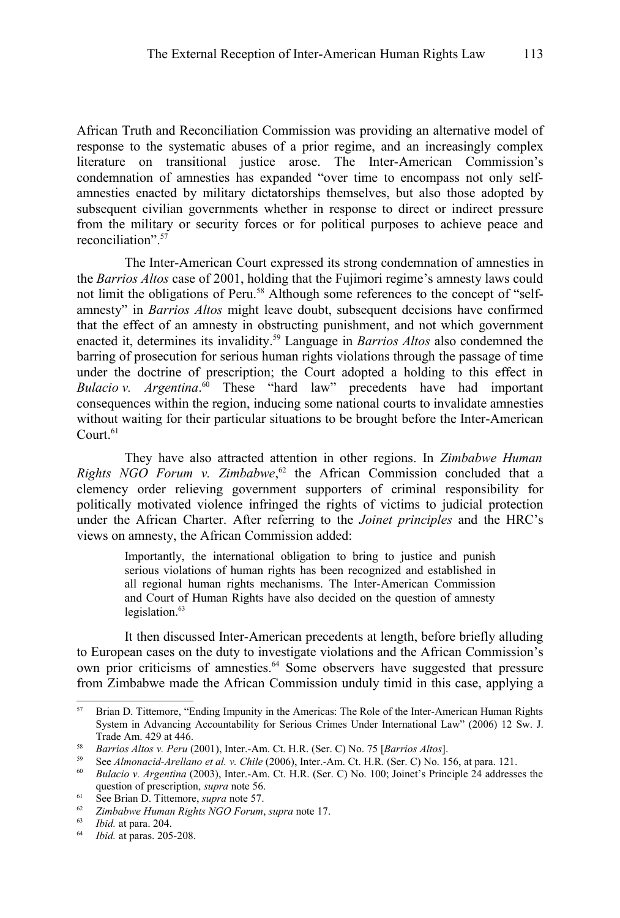African Truth and Reconciliation Commission was providing an alternative model of response to the systematic abuses of a prior regime, and an increasingly complex literature on transitional justice arose. The Inter-American Commission's condemnation of amnesties has expanded "over time to encompass not only self-amnesties enacted by military dictatorships themselves, but also those adopted by subsequent civilian governments whether in response to direct or indirect pressure from the military or security forces or for political purposes to achieve peace and reconciliation".[57]

The Inter-American Court expressed its strong condemnation of amnesties in the *Barrios Altos* case of 2001, holding that the Fujimori regime's amnesty laws could not limit the obligations of Peru.[58] Although some references to the concept of "self-amnesty" in *Barrios Altos* might leave doubt, subsequent decisions have confirmed that the effect of an amnesty in obstructing punishment, and not which government enacted it, determines its invalidity.[59] Language in *Barrios Altos* also condemned the barring of prosecution for serious human rights violations through the passage of time under the doctrine of prescription; the Court adopted a holding to this effect in *Bulacio v. Argentina*.[60] These "hard law" precedents have had important consequences within the region, inducing some national courts to invalidate amnesties without waiting for their particular situations to be brought before the Inter-American Court.[61]

They have also attracted attention in other regions. In *Zimbabwe Human Rights NGO Forum v. Zimbabwe*,[62] the African Commission concluded that a clemency order relieving government supporters of criminal responsibility for politically motivated violence infringed the rights of victims to judicial protection under the African Charter. After referring to the *Joinet principles* and the HRC's views on amnesty, the African Commission added:

> Importantly, the international obligation to bring to justice and punish serious violations of human rights has been recognized and established in all regional human rights mechanisms. The Inter-American Commission and Court of Human Rights have also decided on the question of amnesty legislation.[63]

It then discussed Inter-American precedents at length, before briefly alluding to European cases on the duty to investigate violations and the African Commission's own prior criticisms of amnesties.[64] Some observers have suggested that pressure from Zimbabwe made the African Commission unduly timid in this case, applying a

---

[57] Brian D. Tittemore, "Ending Impunity in the Americas: The Role of the Inter-American Human Rights System in Advancing Accountability for Serious Crimes Under International Law" (2006) 12 Sw. J. Trade Am. 429 at 446.

[58] *Barrios Altos v. Peru* (2001), Inter.-Am. Ct. H.R. (Ser. C) No. 75 [*Barrios Altos*].

[59] See *Almonacid-Arellano et al. v. Chile* (2006), Inter.-Am. Ct. H.R. (Ser. C) No. 156, at para. 121.

[60] *Bulacio v. Argentina* (2003), Inter.-Am. Ct. H.R. (Ser. C) No. 100; Joinet's Principle 24 addresses the question of prescription, *supra* note 56.

[61] See Brian D. Tittemore, *supra* note 57.

[62] *Zimbabwe Human Rights NGO Forum*, *supra* note 17.

[63] *Ibid.* at para. 204.

[64] *Ibid.* at paras. 205-208.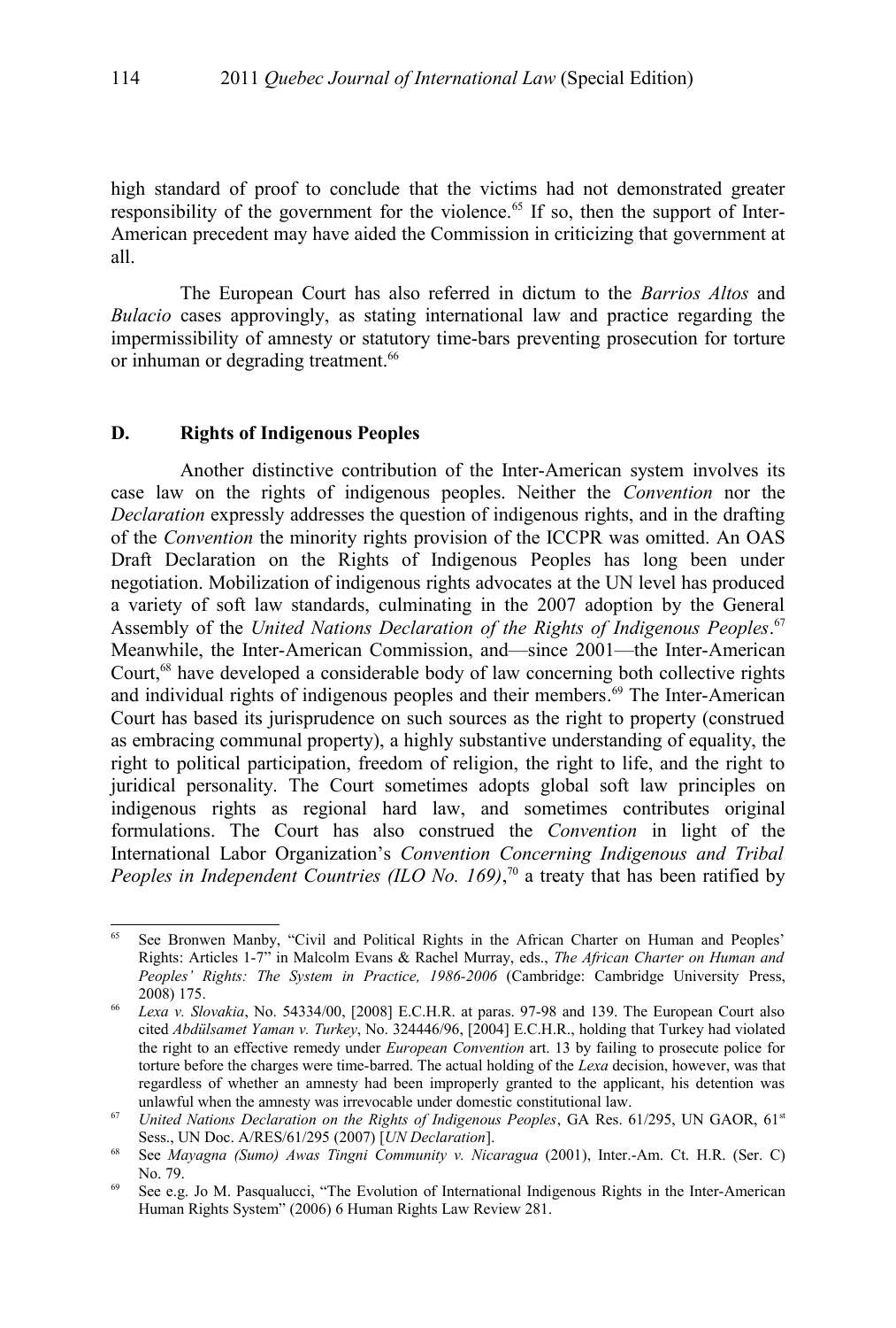high standard of proof to conclude that the victims had not demonstrated greater responsibility of the government for the violence.[65] If so, then the support of Inter-American precedent may have aided the Commission in criticizing that government at all.

The European Court has also referred in dictum to the *Barrios Altos* and *Bulacio* cases approvingly, as stating international law and practice regarding the impermissibility of amnesty or statutory time-bars preventing prosecution for torture or inhuman or degrading treatment.[66]

## D. Rights of Indigenous Peoples

Another distinctive contribution of the Inter-American system involves its case law on the rights of indigenous peoples. Neither the *Convention* nor the *Declaration* expressly addresses the question of indigenous rights, and in the drafting of the *Convention* the minority rights provision of the ICCPR was omitted. An OAS Draft Declaration on the Rights of Indigenous Peoples has long been under negotiation. Mobilization of indigenous rights advocates at the UN level has produced a variety of soft law standards, culminating in the 2007 adoption by the General Assembly of the *United Nations Declaration of the Rights of Indigenous Peoples*.[67] Meanwhile, the Inter-American Commission, and—since 2001—the Inter-American Court,[68] have developed a considerable body of law concerning both collective rights and individual rights of indigenous peoples and their members.[69] The Inter-American Court has based its jurisprudence on such sources as the right to property (construed as embracing communal property), a highly substantive understanding of equality, the right to political participation, freedom of religion, the right to life, and the right to juridical personality. The Court sometimes adopts global soft law principles on indigenous rights as regional hard law, and sometimes contributes original formulations. The Court has also construed the *Convention* in light of the International Labor Organization's *Convention Concerning Indigenous and Tribal Peoples in Independent Countries (ILO No. 169)*,[70] a treaty that has been ratified by

---

[65] See Bronwen Manby, "Civil and Political Rights in the African Charter on Human and Peoples' Rights: Articles 1-7" in Malcolm Evans & Rachel Murray, eds., *The African Charter on Human and Peoples' Rights: The System in Practice, 1986-2006* (Cambridge: Cambridge University Press, 2008) 175.

[66] *Lexa v. Slovakia*, No. 54334/00, [2008] E.C.H.R. at paras. 97-98 and 139. The European Court also cited *Abdülsamet Yaman v. Turkey*, No. 324446/96, [2004] E.C.H.R., holding that Turkey had violated the right to an effective remedy under *European Convention* art. 13 by failing to prosecute police for torture before the charges were time-barred. The actual holding of the *Lexa* decision, however, was that regardless of whether an amnesty had been improperly granted to the applicant, his detention was unlawful when the amnesty was irrevocable under domestic constitutional law.

[67] *United Nations Declaration on the Rights of Indigenous Peoples*, GA Res. 61/295, UN GAOR, 61st Sess., UN Doc. A/RES/61/295 (2007) [*UN Declaration*].

[68] See *Mayagna (Sumo) Awas Tingni Community v. Nicaragua* (2001), Inter.-Am. Ct. H.R. (Ser. C) No. 79.

[69] See e.g. Jo M. Pasqualucci, "The Evolution of International Indigenous Rights in the Inter-American Human Rights System" (2006) 6 Human Rights Law Review 281.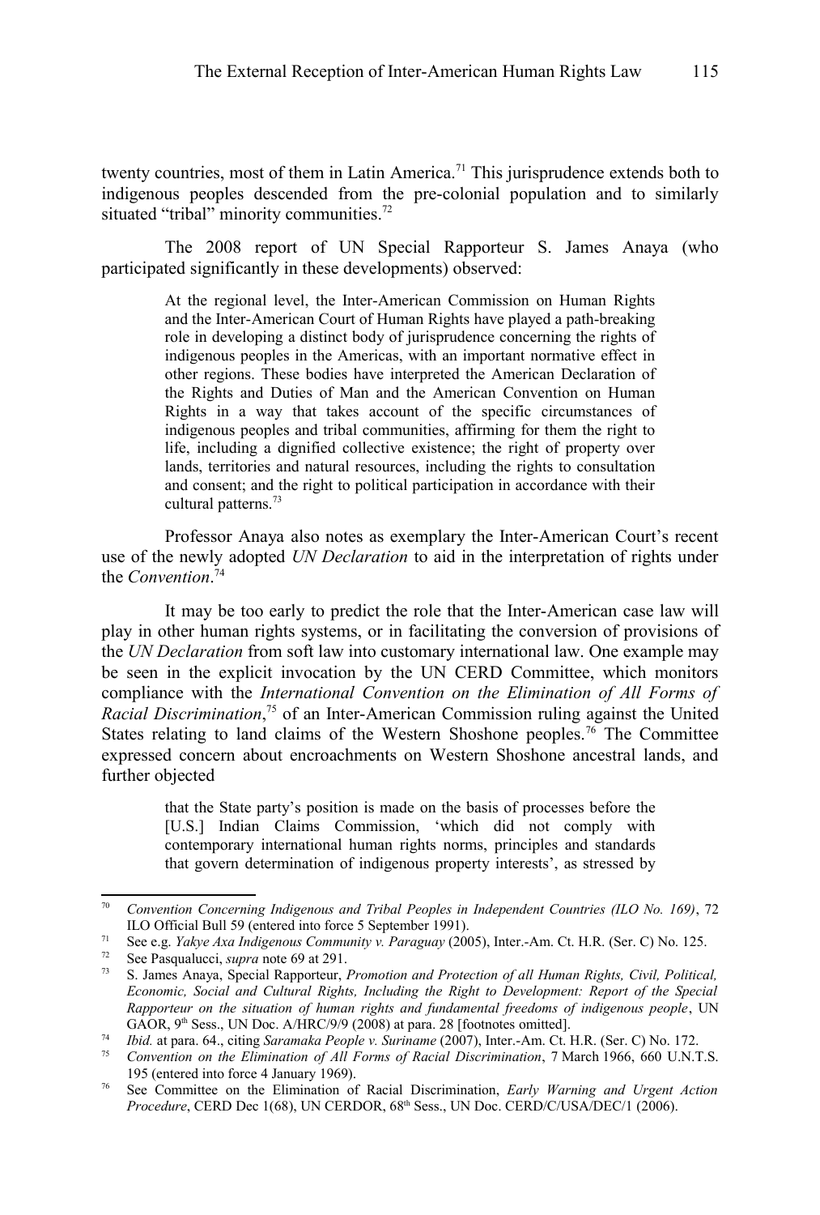twenty countries, most of them in Latin America.[71] This jurisprudence extends both to indigenous peoples descended from the pre-colonial population and to similarly situated "tribal" minority communities.[72]

The 2008 report of UN Special Rapporteur S. James Anaya (who participated significantly in these developments) observed:

> At the regional level, the Inter-American Commission on Human Rights and the Inter-American Court of Human Rights have played a path-breaking role in developing a distinct body of jurisprudence concerning the rights of indigenous peoples in the Americas, with an important normative effect in other regions. These bodies have interpreted the American Declaration of the Rights and Duties of Man and the American Convention on Human Rights in a way that takes account of the specific circumstances of indigenous peoples and tribal communities, affirming for them the right to life, including a dignified collective existence; the right of property over lands, territories and natural resources, including the rights to consultation and consent; and the right to political participation in accordance with their cultural patterns.[73]

Professor Anaya also notes as exemplary the Inter-American Court's recent use of the newly adopted *UN Declaration* to aid in the interpretation of rights under the *Convention*.[74]

It may be too early to predict the role that the Inter-American case law will play in other human rights systems, or in facilitating the conversion of provisions of the *UN Declaration* from soft law into customary international law. One example may be seen in the explicit invocation by the UN CERD Committee, which monitors compliance with the *International Convention on the Elimination of All Forms of Racial Discrimination*,[75] of an Inter-American Commission ruling against the United States relating to land claims of the Western Shoshone peoples.[76] The Committee expressed concern about encroachments on Western Shoshone ancestral lands, and further objected

> that the State party's position is made on the basis of processes before the [U.S.] Indian Claims Commission, 'which did not comply with contemporary international human rights norms, principles and standards that govern determination of indigenous property interests', as stressed by

---

[70] *Convention Concerning Indigenous and Tribal Peoples in Independent Countries (ILO No. 169)*, 72 ILO Official Bull 59 (entered into force 5 September 1991).

[71] See e.g. *Yakye Axa Indigenous Community v. Paraguay* (2005), Inter.-Am. Ct. H.R. (Ser. C) No. 125.

[72] See Pasqualucci, *supra* note 69 at 291.

[73] S. James Anaya, Special Rapporteur, *Promotion and Protection of all Human Rights, Civil, Political, Economic, Social and Cultural Rights, Including the Right to Development: Report of the Special Rapporteur on the situation of human rights and fundamental freedoms of indigenous people*, UN GAOR, 9th Sess., UN Doc. A/HRC/9/9 (2008) at para. 28 [footnotes omitted].

[74] *Ibid.* at para. 64., citing *Saramaka People v. Suriname* (2007), Inter.-Am. Ct. H.R. (Ser. C) No. 172.

[75] *Convention on the Elimination of All Forms of Racial Discrimination*, 7 March 1966, 660 U.N.T.S. 195 (entered into force 4 January 1969).

[76] See Committee on the Elimination of Racial Discrimination, *Early Warning and Urgent Action Procedure*, CERD Dec 1(68), UN CERDOR, 68th Sess., UN Doc. CERD/C/USA/DEC/1 (2006).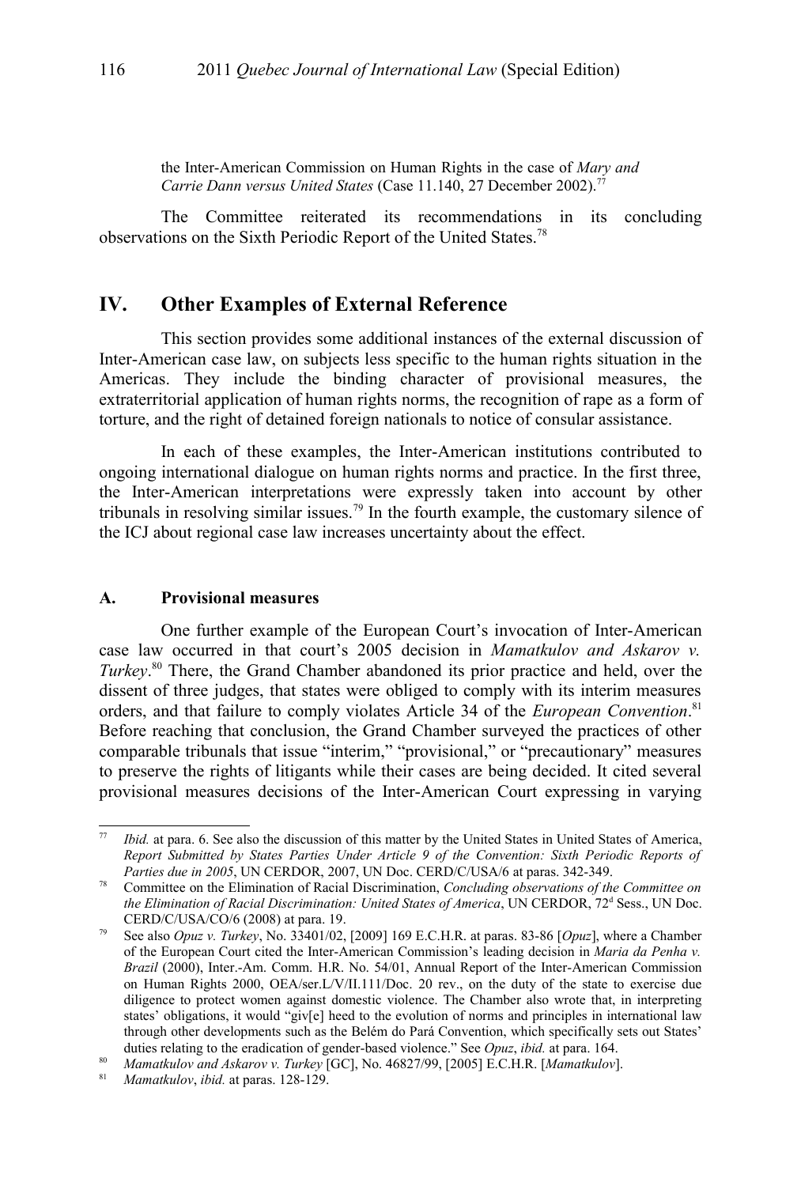the Inter-American Commission on Human Rights in the case of *Mary and Carrie Dann versus United States* (Case 11.140, 27 December 2002).[77]

The Committee reiterated its recommendations in its concluding observations on the Sixth Periodic Report of the United States.[78]

## IV. Other Examples of External Reference

This section provides some additional instances of the external discussion of Inter-American case law, on subjects less specific to the human rights situation in the Americas. They include the binding character of provisional measures, the extraterritorial application of human rights norms, the recognition of rape as a form of torture, and the right of detained foreign nationals to notice of consular assistance.

In each of these examples, the Inter-American institutions contributed to ongoing international dialogue on human rights norms and practice. In the first three, the Inter-American interpretations were expressly taken into account by other tribunals in resolving similar issues.[79] In the fourth example, the customary silence of the ICJ about regional case law increases uncertainty about the effect.

### A. Provisional measures

One further example of the European Court's invocation of Inter-American case law occurred in that court's 2005 decision in *Mamatkulov and Askarov v. Turkey*.[80] There, the Grand Chamber abandoned its prior practice and held, over the dissent of three judges, that states were obliged to comply with its interim measures orders, and that failure to comply violates Article 34 of the *European Convention*.[81] Before reaching that conclusion, the Grand Chamber surveyed the practices of other comparable tribunals that issue "interim," "provisional," or "precautionary" measures to preserve the rights of litigants while their cases are being decided. It cited several provisional measures decisions of the Inter-American Court expressing in varying

---

[77] *Ibid.* at para. 6. See also the discussion of this matter by the United States in United States of America, *Report Submitted by States Parties Under Article 9 of the Convention: Sixth Periodic Reports of Parties due in 2005*, UN CERDOR, 2007, UN Doc. CERD/C/USA/6 at paras. 342-349.

[78] Committee on the Elimination of Racial Discrimination, *Concluding observations of the Committee on the Elimination of Racial Discrimination: United States of America*, UN CERDOR, 72[d] Sess., UN Doc. CERD/C/USA/CO/6 (2008) at para. 19.

[79] See also *Opuz v. Turkey*, No. 33401/02, [2009] 169 E.C.H.R. at paras. 83-86 [*Opuz*], where a Chamber of the European Court cited the Inter-American Commission's leading decision in *Maria da Penha v. Brazil* (2000), Inter.-Am. Comm. H.R. No. 54/01, Annual Report of the Inter-American Commission on Human Rights 2000, OEA/ser.L/V/II.111/Doc. 20 rev., on the duty of the state to exercise due diligence to protect women against domestic violence. The Chamber also wrote that, in interpreting states' obligations, it would "giv[e] heed to the evolution of norms and principles in international law through other developments such as the Belém do Pará Convention, which specifically sets out States' duties relating to the eradication of gender-based violence." See *Opuz*, *ibid.* at para. 164.

[80] *Mamatkulov and Askarov v. Turkey* [GC], No. 46827/99, [2005] E.C.H.R. [*Mamatkulov*].

[81] *Mamatkulov*, *ibid.* at paras. 128-129.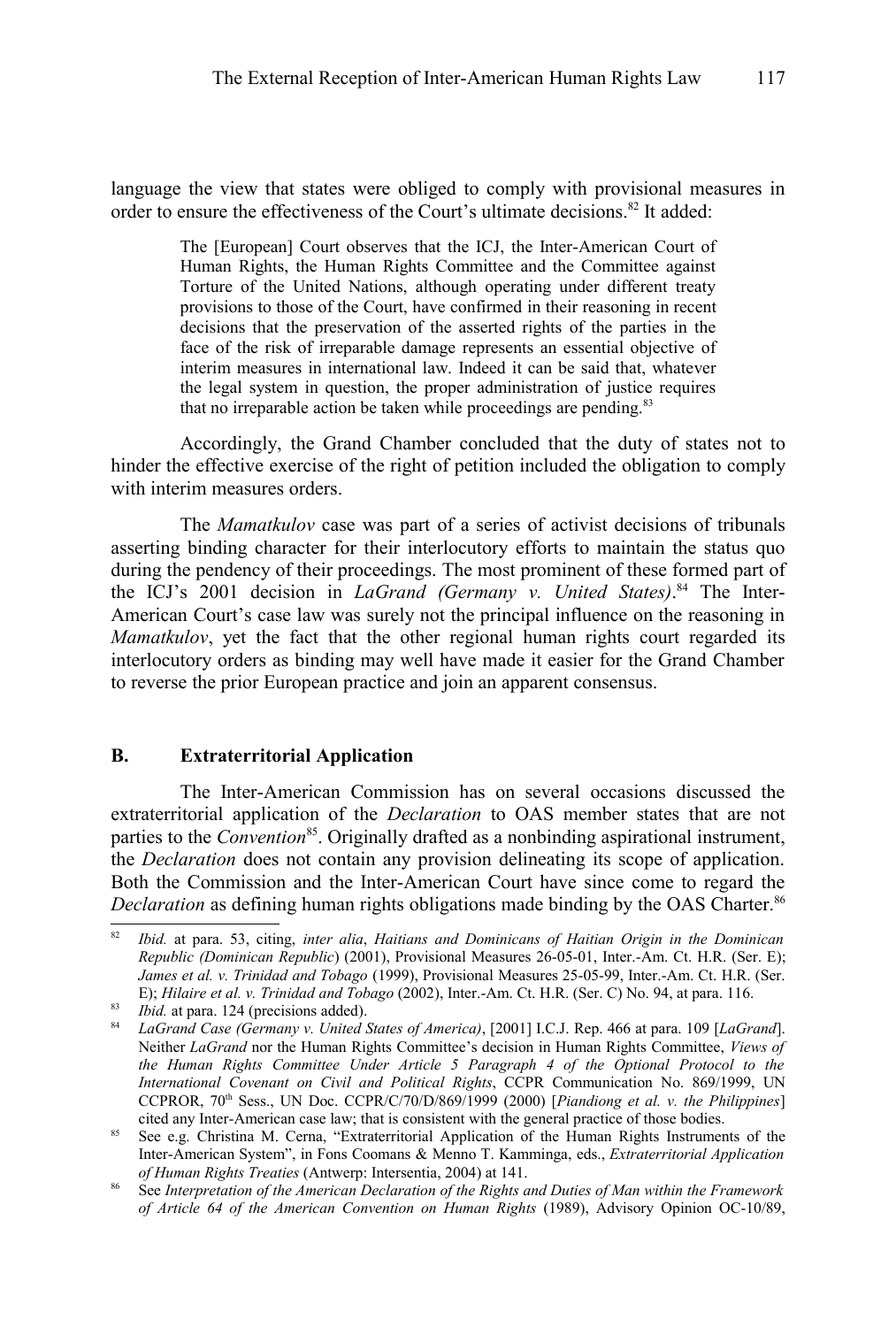language the view that states were obliged to comply with provisional measures in order to ensure the effectiveness of the Court's ultimate decisions.[82] It added:

> The [European] Court observes that the ICJ, the Inter-American Court of Human Rights, the Human Rights Committee and the Committee against Torture of the United Nations, although operating under different treaty provisions to those of the Court, have confirmed in their reasoning in recent decisions that the preservation of the asserted rights of the parties in the face of the risk of irreparable damage represents an essential objective of interim measures in international law. Indeed it can be said that, whatever the legal system in question, the proper administration of justice requires that no irreparable action be taken while proceedings are pending.[83]

Accordingly, the Grand Chamber concluded that the duty of states not to hinder the effective exercise of the right of petition included the obligation to comply with interim measures orders.

The *Mamatkulov* case was part of a series of activist decisions of tribunals asserting binding character for their interlocutory efforts to maintain the status quo during the pendency of their proceedings. The most prominent of these formed part of the ICJ's 2001 decision in *LaGrand (Germany v. United States)*.[84] The Inter-American Court's case law was surely not the principal influence on the reasoning in *Mamatkulov*, yet the fact that the other regional human rights court regarded its interlocutory orders as binding may well have made it easier for the Grand Chamber to reverse the prior European practice and join an apparent consensus.

## B. Extraterritorial Application

The Inter-American Commission has on several occasions discussed the extraterritorial application of the *Declaration* to OAS member states that are not parties to the *Convention*[85]. Originally drafted as a nonbinding aspirational instrument, the *Declaration* does not contain any provision delineating its scope of application. Both the Commission and the Inter-American Court have since come to regard the *Declaration* as defining human rights obligations made binding by the OAS Charter.[86]

---

[82] *Ibid.* at para. 53, citing, *inter alia*, *Haitians and Dominicans of Haitian Origin in the Dominican Republic (Dominican Republic*) (2001), Provisional Measures 26-05-01, Inter.-Am. Ct. H.R. (Ser. E); *James et al. v. Trinidad and Tobago* (1999), Provisional Measures 25-05-99, Inter.-Am. Ct. H.R. (Ser. E); *Hilaire et al. v. Trinidad and Tobago* (2002), Inter.-Am. Ct. H.R. (Ser. C) No. 94, at para. 116.

[83] *Ibid.* at para. 124 (precisions added).

[84] *LaGrand Case (Germany v. United States of America)*, [2001] I.C.J. Rep. 466 at para. 109 [*LaGrand*]. Neither *LaGrand* nor the Human Rights Committee's decision in Human Rights Committee, *Views of the Human Rights Committee Under Article 5 Paragraph 4 of the Optional Protocol to the International Covenant on Civil and Political Rights*, CCPR Communication No. 869/1999, UN CCPROR, 70th Sess., UN Doc. CCPR/C/70/D/869/1999 (2000) [*Piandiong et al. v. the Philippines*] cited any Inter-American case law; that is consistent with the general practice of those bodies.

[85] See e.g. Christina M. Cerna, "Extraterritorial Application of the Human Rights Instruments of the Inter-American System", in Fons Coomans & Menno T. Kamminga, eds., *Extraterritorial Application of Human Rights Treaties* (Antwerp: Intersentia, 2004) at 141.

[86] See *Interpretation of the American Declaration of the Rights and Duties of Man within the Framework of Article 64 of the American Convention on Human Rights* (1989), Advisory Opinion OC-10/89,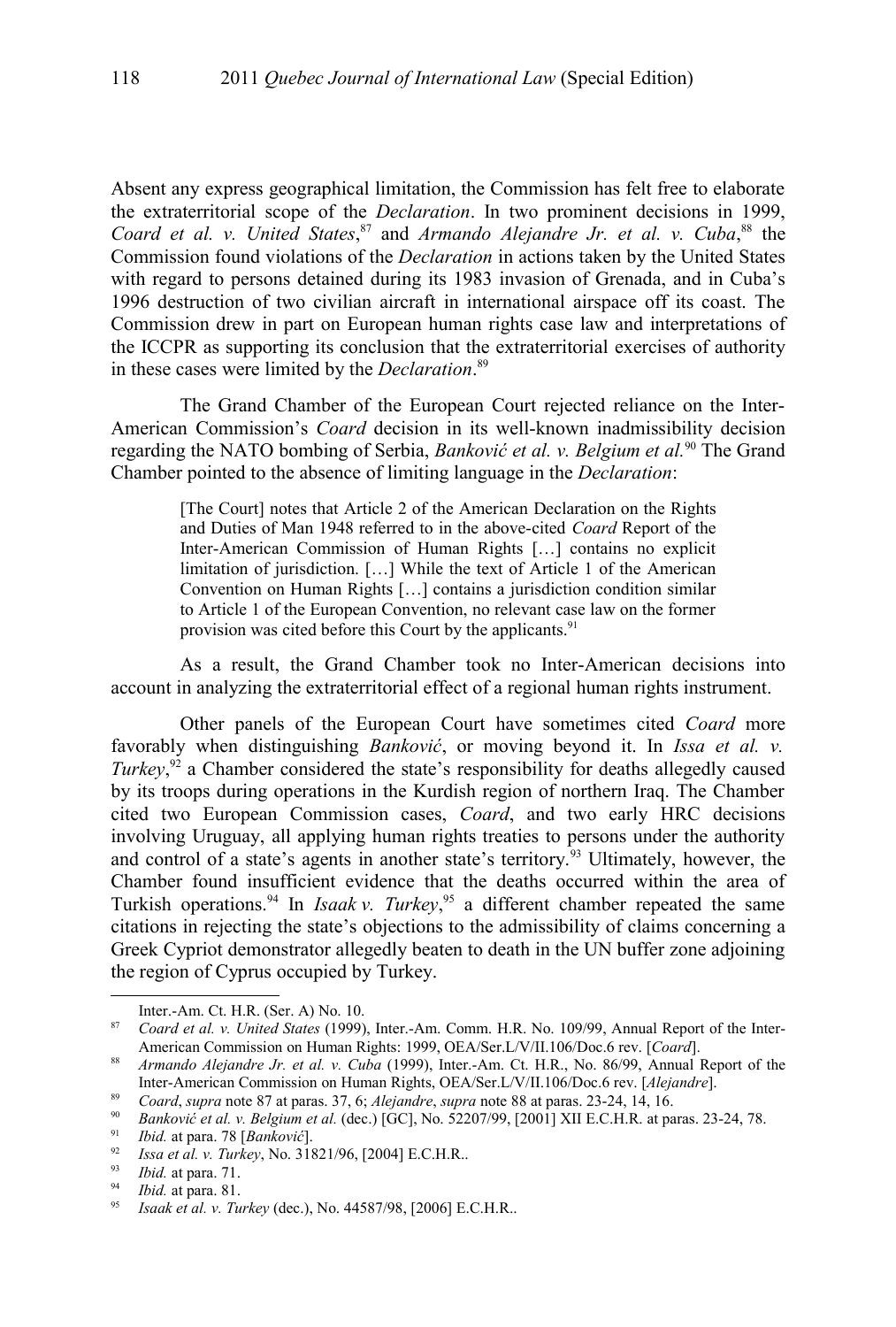Absent any express geographical limitation, the Commission has felt free to elaborate the extraterritorial scope of the *Declaration*. In two prominent decisions in 1999, *Coard et al. v. United States*,[87] and *Armando Alejandre Jr. et al. v. Cuba*,[88] the Commission found violations of the *Declaration* in actions taken by the United States with regard to persons detained during its 1983 invasion of Grenada, and in Cuba's 1996 destruction of two civilian aircraft in international airspace off its coast. The Commission drew in part on European human rights case law and interpretations of the ICCPR as supporting its conclusion that the extraterritorial exercises of authority in these cases were limited by the *Declaration*.[89]

The Grand Chamber of the European Court rejected reliance on the Inter-American Commission's *Coard* decision in its well-known inadmissibility decision regarding the NATO bombing of Serbia, *Banković et al. v. Belgium et al.*[90] The Grand Chamber pointed to the absence of limiting language in the *Declaration*:

> [The Court] notes that Article 2 of the American Declaration on the Rights and Duties of Man 1948 referred to in the above-cited *Coard* Report of the Inter-American Commission of Human Rights […] contains no explicit limitation of jurisdiction. […] While the text of Article 1 of the American Convention on Human Rights […] contains a jurisdiction condition similar to Article 1 of the European Convention, no relevant case law on the former provision was cited before this Court by the applicants.[91]

As a result, the Grand Chamber took no Inter-American decisions into account in analyzing the extraterritorial effect of a regional human rights instrument.

Other panels of the European Court have sometimes cited *Coard* more favorably when distinguishing *Banković*, or moving beyond it. In *Issa et al. v. Turkey*,[92] a Chamber considered the state's responsibility for deaths allegedly caused by its troops during operations in the Kurdish region of northern Iraq. The Chamber cited two European Commission cases, *Coard*, and two early HRC decisions involving Uruguay, all applying human rights treaties to persons under the authority and control of a state's agents in another state's territory.[93] Ultimately, however, the Chamber found insufficient evidence that the deaths occurred within the area of Turkish operations.[94] In *Isaak v. Turkey*,[95] a different chamber repeated the same citations in rejecting the state's objections to the admissibility of claims concerning a Greek Cypriot demonstrator allegedly beaten to death in the UN buffer zone adjoining the region of Cyprus occupied by Turkey.

---

Inter.-Am. Ct. H.R. (Ser. A) No. 10.

[87] *Coard et al. v. United States* (1999), Inter.-Am. Comm. H.R. No. 109/99, Annual Report of the Inter-American Commission on Human Rights: 1999, OEA/Ser.L/V/II.106/Doc.6 rev. [*Coard*].

[88] *Armando Alejandre Jr. et al. v. Cuba* (1999), Inter.-Am. Ct. H.R., No. 86/99, Annual Report of the Inter-American Commission on Human Rights, OEA/Ser.L/V/II.106/Doc.6 rev. [*Alejandre*].

[89] *Coard*, *supra* note 87 at paras. 37, 6; *Alejandre*, *supra* note 88 at paras. 23-24, 14, 16.

[90] *Banković et al. v. Belgium et al.* (dec.) [GC], No. 52207/99, [2001] XII E.C.H.R. at paras. 23-24, 78.

[91] *Ibid.* at para. 78 [*Banković*].

[92] *Issa et al. v. Turkey*, No. 31821/96, [2004] E.C.H.R..

[93] *Ibid.* at para. 71.

[94] *Ibid.* at para. 81.

[95] *Isaak et al. v. Turkey* (dec.), No. 44587/98, [2006] E.C.H.R..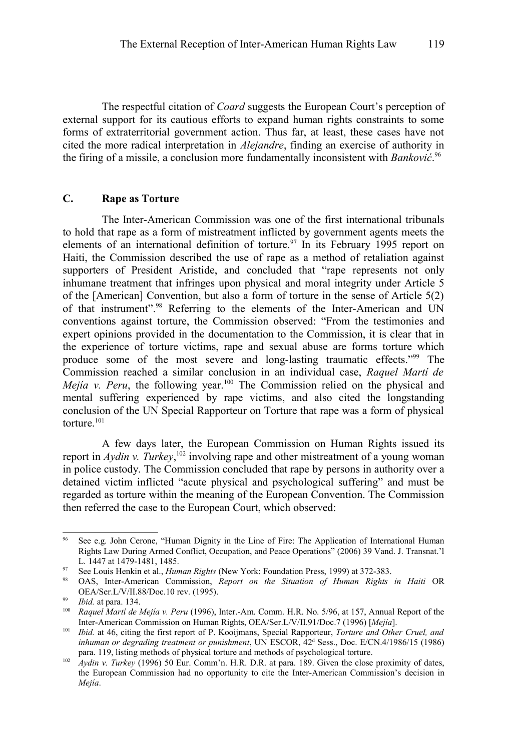The respectful citation of *Coard* suggests the European Court's perception of external support for its cautious efforts to expand human rights constraints to some forms of extraterritorial government action. Thus far, at least, these cases have not cited the more radical interpretation in *Alejandre*, finding an exercise of authority in the firing of a missile, a conclusion more fundamentally inconsistent with *Banković*.[96]

### C. Rape as Torture

The Inter-American Commission was one of the first international tribunals to hold that rape as a form of mistreatment inflicted by government agents meets the elements of an international definition of torture.[97] In its February 1995 report on Haiti, the Commission described the use of rape as a method of retaliation against supporters of President Aristide, and concluded that "rape represents not only inhumane treatment that infringes upon physical and moral integrity under Article 5 of the [American] Convention, but also a form of torture in the sense of Article 5(2) of that instrument".[98] Referring to the elements of the Inter-American and UN conventions against torture, the Commission observed: "From the testimonies and expert opinions provided in the documentation to the Commission, it is clear that in the experience of torture victims, rape and sexual abuse are forms torture which produce some of the most severe and long-lasting traumatic effects."[99] The Commission reached a similar conclusion in an individual case, *Raquel Martí de Mejía v. Peru*, the following year.[100] The Commission relied on the physical and mental suffering experienced by rape victims, and also cited the longstanding conclusion of the UN Special Rapporteur on Torture that rape was a form of physical torture.[101]

A few days later, the European Commission on Human Rights issued its report in *Aydin v. Turkey*,[102] involving rape and other mistreatment of a young woman in police custody. The Commission concluded that rape by persons in authority over a detained victim inflicted "acute physical and psychological suffering" and must be regarded as torture within the meaning of the European Convention. The Commission then referred the case to the European Court, which observed:

---

[96] See e.g. John Cerone, "Human Dignity in the Line of Fire: The Application of International Human Rights Law During Armed Conflict, Occupation, and Peace Operations" (2006) 39 Vand. J. Transnat.'l L. 1447 at 1479-1481, 1485.

[97] See Louis Henkin et al., *Human Rights* (New York: Foundation Press, 1999) at 372-383.

[98] OAS, Inter-American Commission, *Report on the Situation of Human Rights in Haiti* OR OEA/Ser.L/V/II.88/Doc.10 rev. (1995).

[99] *Ibid.* at para. 134.

[100] *Raquel Martí de Mejía v. Peru* (1996), Inter.-Am. Comm. H.R. No. 5/96, at 157, Annual Report of the Inter-American Commission on Human Rights, OEA/Ser.L/V/II.91/Doc.7 (1996) [*Mejía*].

[101] *Ibid.* at 46, citing the first report of P. Kooijmans, Special Rapporteur, *Torture and Other Cruel, and inhuman or degrading treatment or punishment*, UN ESCOR, 42d Sess., Doc. E/CN.4/1986/15 (1986) para. 119, listing methods of physical torture and methods of psychological torture.

[102] *Aydin v. Turkey* (1996) 50 Eur. Comm'n. H.R. D.R. at para. 189. Given the close proximity of dates, the European Commission had no opportunity to cite the Inter-American Commission's decision in *Mejía*.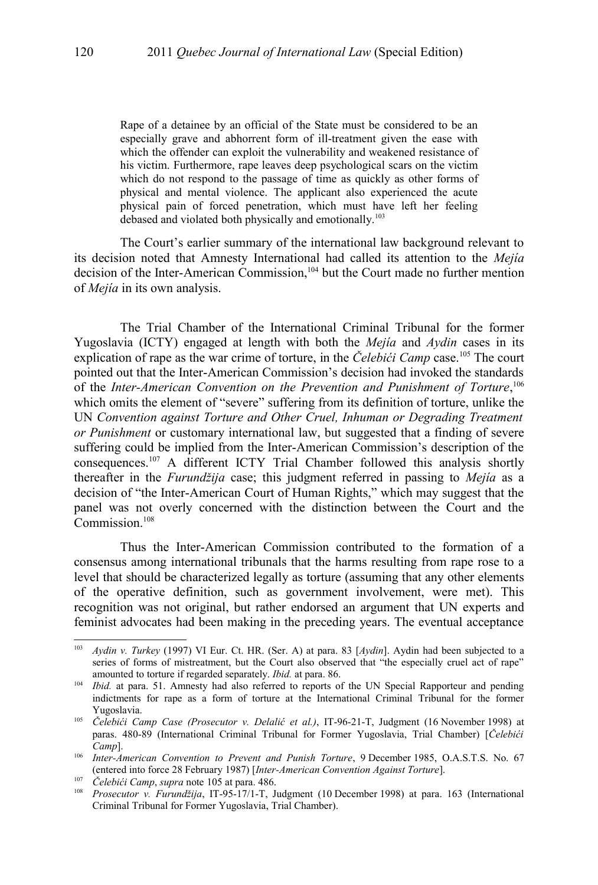> Rape of a detainee by an official of the State must be considered to be an especially grave and abhorrent form of ill-treatment given the ease with which the offender can exploit the vulnerability and weakened resistance of his victim. Furthermore, rape leaves deep psychological scars on the victim which do not respond to the passage of time as quickly as other forms of physical and mental violence. The applicant also experienced the acute physical pain of forced penetration, which must have left her feeling debased and violated both physically and emotionally.[103]

The Court's earlier summary of the international law background relevant to its decision noted that Amnesty International had called its attention to the *Mejía* decision of the Inter-American Commission,[104] but the Court made no further mention of *Mejía* in its own analysis.

The Trial Chamber of the International Criminal Tribunal for the former Yugoslavia (ICTY) engaged at length with both the *Mejía* and *Aydin* cases in its explication of rape as the war crime of torture, in the *Čelebići Camp* case.[105] The court pointed out that the Inter-American Commission's decision had invoked the standards of the *Inter-American Convention on the Prevention and Punishment of Torture*,[106] which omits the element of "severe" suffering from its definition of torture, unlike the UN *Convention against Torture and Other Cruel, Inhuman or Degrading Treatment or Punishment* or customary international law, but suggested that a finding of severe suffering could be implied from the Inter-American Commission's description of the consequences.[107] A different ICTY Trial Chamber followed this analysis shortly thereafter in the *Furundžija* case; this judgment referred in passing to *Mejía* as a decision of "the Inter-American Court of Human Rights," which may suggest that the panel was not overly concerned with the distinction between the Court and the Commission.[108]

Thus the Inter-American Commission contributed to the formation of a consensus among international tribunals that the harms resulting from rape rose to a level that should be characterized legally as torture (assuming that any other elements of the operative definition, such as government involvement, were met). This recognition was not original, but rather endorsed an argument that UN experts and feminist advocates had been making in the preceding years. The eventual acceptance

---

[103] *Aydin v. Turkey* (1997) VI Eur. Ct. HR. (Ser. A) at para. 83 [*Aydin*]. Aydin had been subjected to a series of forms of mistreatment, but the Court also observed that "the especially cruel act of rape" amounted to torture if regarded separately. *Ibid.* at para. 86.

[104] *Ibid.* at para. 51. Amnesty had also referred to reports of the UN Special Rapporteur and pending indictments for rape as a form of torture at the International Criminal Tribunal for the former Yugoslavia.

[105] *Čelebići Camp Case (Prosecutor v. Delalić et al.)*, IT-96-21-T, Judgment (16 November 1998) at paras. 480-89 (International Criminal Tribunal for Former Yugoslavia, Trial Chamber) [*Čelebići Camp*].

[106] *Inter-American Convention to Prevent and Punish Torture*, 9 December 1985, O.A.S.T.S. No. 67 (entered into force 28 February 1987) [*Inter-American Convention Against Torture*].

[107] *Čelebići Camp*, *supra* note 105 at para. 486.

[108] *Prosecutor v. Furundžija*, IT-95-17/1-T, Judgment (10 December 1998) at para. 163 (International Criminal Tribunal for Former Yugoslavia, Trial Chamber).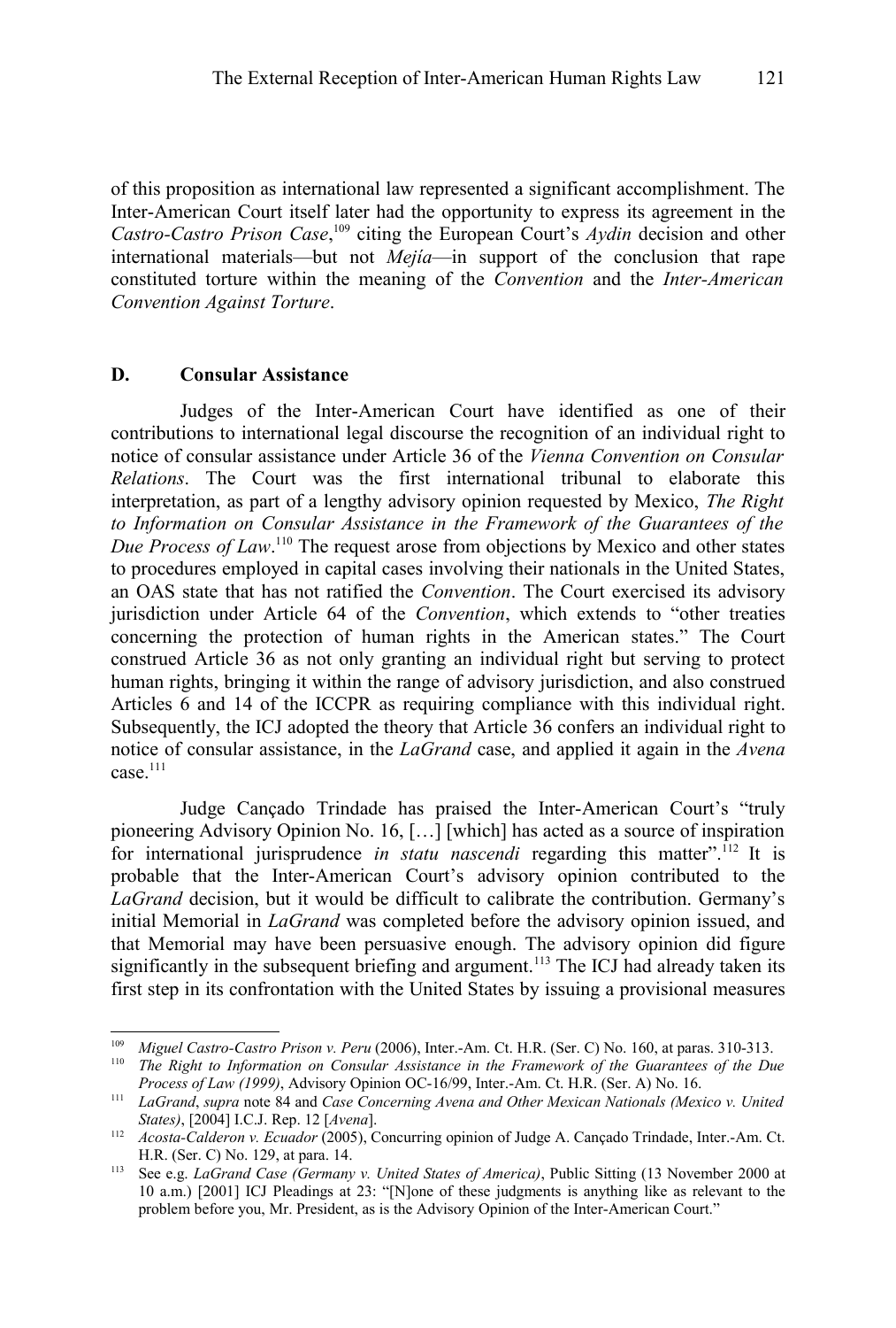of this proposition as international law represented a significant accomplishment. The Inter-American Court itself later had the opportunity to express its agreement in the *Castro-Castro Prison Case*,[109] citing the European Court's *Aydin* decision and other international materials—but not *Mejía*—in support of the conclusion that rape constituted torture within the meaning of the *Convention* and the *Inter-American Convention Against Torture*.

## D. Consular Assistance

Judges of the Inter-American Court have identified as one of their contributions to international legal discourse the recognition of an individual right to notice of consular assistance under Article 36 of the *Vienna Convention on Consular Relations*. The Court was the first international tribunal to elaborate this interpretation, as part of a lengthy advisory opinion requested by Mexico, *The Right to Information on Consular Assistance in the Framework of the Guarantees of the Due Process of Law*.[110] The request arose from objections by Mexico and other states to procedures employed in capital cases involving their nationals in the United States, an OAS state that has not ratified the *Convention*. The Court exercised its advisory jurisdiction under Article 64 of the *Convention*, which extends to "other treaties concerning the protection of human rights in the American states." The Court construed Article 36 as not only granting an individual right but serving to protect human rights, bringing it within the range of advisory jurisdiction, and also construed Articles 6 and 14 of the ICCPR as requiring compliance with this individual right. Subsequently, the ICJ adopted the theory that Article 36 confers an individual right to notice of consular assistance, in the *LaGrand* case, and applied it again in the *Avena* case.[111]

Judge Cançado Trindade has praised the Inter-American Court's "truly pioneering Advisory Opinion No. 16, […] [which] has acted as a source of inspiration for international jurisprudence *in statu nascendi* regarding this matter".[112] It is probable that the Inter-American Court's advisory opinion contributed to the *LaGrand* decision, but it would be difficult to calibrate the contribution. Germany's initial Memorial in *LaGrand* was completed before the advisory opinion issued, and that Memorial may have been persuasive enough. The advisory opinion did figure significantly in the subsequent briefing and argument.[113] The ICJ had already taken its first step in its confrontation with the United States by issuing a provisional measures

---

[109] *Miguel Castro-Castro Prison v. Peru* (2006), Inter.-Am. Ct. H.R. (Ser. C) No. 160, at paras. 310-313.

[110] *The Right to Information on Consular Assistance in the Framework of the Guarantees of the Due Process of Law (1999)*, Advisory Opinion OC-16/99, Inter.-Am. Ct. H.R. (Ser. A) No. 16.

[111] *LaGrand*, *supra* note 84 and *Case Concerning Avena and Other Mexican Nationals (Mexico v. United States)*, [2004] I.C.J. Rep. 12 [*Avena*].

[112] *Acosta-Calderon v. Ecuador* (2005), Concurring opinion of Judge A. Cançado Trindade, Inter.-Am. Ct. H.R. (Ser. C) No. 129, at para. 14.

[113] See e.g. *LaGrand Case (Germany v. United States of America)*, Public Sitting (13 November 2000 at 10 a.m.) [2001] ICJ Pleadings at 23: "[N]one of these judgments is anything like as relevant to the problem before you, Mr. President, as is the Advisory Opinion of the Inter-American Court."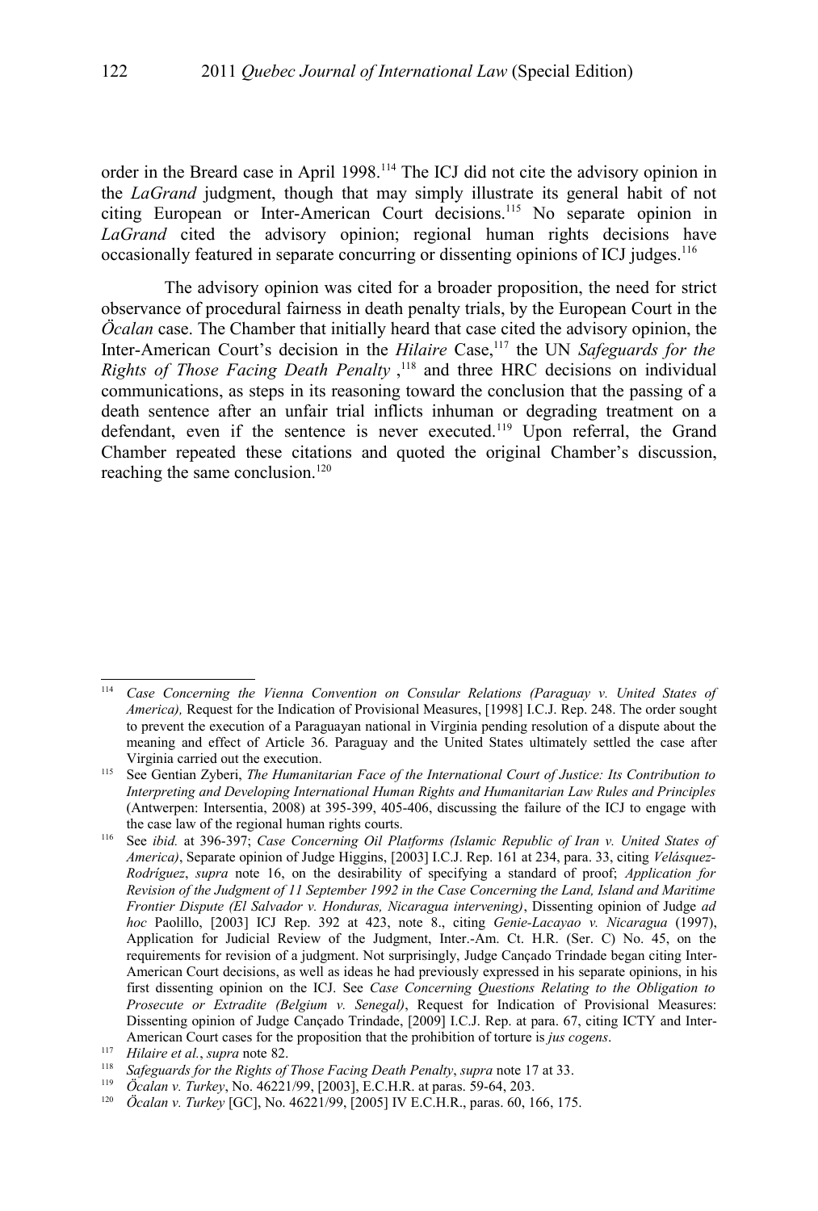order in the Breard case in April 1998.[114] The ICJ did not cite the advisory opinion in the *LaGrand* judgment, though that may simply illustrate its general habit of not citing European or Inter-American Court decisions.[115] No separate opinion in *LaGrand* cited the advisory opinion; regional human rights decisions have occasionally featured in separate concurring or dissenting opinions of ICJ judges.[116]

The advisory opinion was cited for a broader proposition, the need for strict observance of procedural fairness in death penalty trials, by the European Court in the *Öcalan* case. The Chamber that initially heard that case cited the advisory opinion, the Inter-American Court's decision in the *Hilaire* Case,[117] the UN *Safeguards for the Rights of Those Facing Death Penalty* ,[118] and three HRC decisions on individual communications, as steps in its reasoning toward the conclusion that the passing of a death sentence after an unfair trial inflicts inhuman or degrading treatment on a defendant, even if the sentence is never executed.[119] Upon referral, the Grand Chamber repeated these citations and quoted the original Chamber's discussion, reaching the same conclusion.[120]

---

[114] *Case Concerning the Vienna Convention on Consular Relations (Paraguay v. United States of America),* Request for the Indication of Provisional Measures, [1998] I.C.J. Rep. 248. The order sought to prevent the execution of a Paraguayan national in Virginia pending resolution of a dispute about the meaning and effect of Article 36. Paraguay and the United States ultimately settled the case after Virginia carried out the execution.

[115] See Gentian Zyberi, *The Humanitarian Face of the International Court of Justice: Its Contribution to Interpreting and Developing International Human Rights and Humanitarian Law Rules and Principles* (Antwerpen: Intersentia, 2008) at 395-399, 405-406, discussing the failure of the ICJ to engage with the case law of the regional human rights courts.

[116] See *ibid.* at 396-397; *Case Concerning Oil Platforms (Islamic Republic of Iran v. United States of America)*, Separate opinion of Judge Higgins, [2003] I.C.J. Rep. 161 at 234, para. 33, citing *Velásquez-Rodríguez*, *supra* note 16, on the desirability of specifying a standard of proof; *Application for Revision of the Judgment of 11 September 1992 in the Case Concerning the Land, Island and Maritime Frontier Dispute (El Salvador v. Honduras, Nicaragua intervening)*, Dissenting opinion of Judge *ad hoc* Paolillo, [2003] ICJ Rep. 392 at 423, note 8., citing *Genie-Lacayao v. Nicaragua* (1997), Application for Judicial Review of the Judgment, Inter.-Am. Ct. H.R. (Ser. C) No. 45, on the requirements for revision of a judgment. Not surprisingly, Judge Cançado Trindade began citing Inter-American Court decisions, as well as ideas he had previously expressed in his separate opinions, in his first dissenting opinion on the ICJ. See *Case Concerning Questions Relating to the Obligation to Prosecute or Extradite (Belgium v. Senegal)*, Request for Indication of Provisional Measures: Dissenting opinion of Judge Cançado Trindade, [2009] I.C.J. Rep. at para. 67, citing ICTY and Inter-American Court cases for the proposition that the prohibition of torture is *jus cogens*.

[117] *Hilaire et al.*, *supra* note 82.

[118] *Safeguards for the Rights of Those Facing Death Penalty*, *supra* note 17 at 33.

[119] *Öcalan v. Turkey*, No. 46221/99, [2003], E.C.H.R. at paras. 59-64, 203.

[120] *Öcalan v. Turkey* [GC], No. 46221/99, [2005] IV E.C.H.R., paras. 60, 166, 175.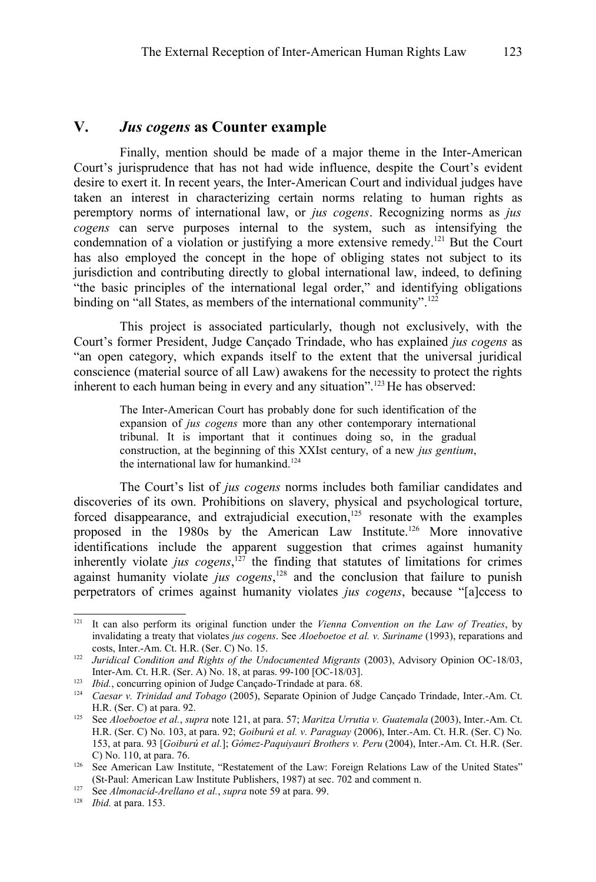## V. *Jus cogens* as Counter example

Finally, mention should be made of a major theme in the Inter-American Court's jurisprudence that has not had wide influence, despite the Court's evident desire to exert it. In recent years, the Inter-American Court and individual judges have taken an interest in characterizing certain norms relating to human rights as peremptory norms of international law, or *jus cogens*. Recognizing norms as *jus cogens* can serve purposes internal to the system, such as intensifying the condemnation of a violation or justifying a more extensive remedy.[121] But the Court has also employed the concept in the hope of obliging states not subject to its jurisdiction and contributing directly to global international law, indeed, to defining "the basic principles of the international legal order," and identifying obligations binding on "all States, as members of the international community".[122]

This project is associated particularly, though not exclusively, with the Court's former President, Judge Cançado Trindade, who has explained *jus cogens* as "an open category, which expands itself to the extent that the universal juridical conscience (material source of all Law) awakens for the necessity to protect the rights inherent to each human being in every and any situation".[123] He has observed:

> The Inter-American Court has probably done for such identification of the expansion of *jus cogens* more than any other contemporary international tribunal. It is important that it continues doing so, in the gradual construction, at the beginning of this XXIst century, of a new *jus gentium*, the international law for humankind.[124]

The Court's list of *jus cogens* norms includes both familiar candidates and discoveries of its own. Prohibitions on slavery, physical and psychological torture, forced disappearance, and extrajudicial execution,[125] resonate with the examples proposed in the 1980s by the American Law Institute.[126] More innovative identifications include the apparent suggestion that crimes against humanity inherently violate *jus cogens*,[127] the finding that statutes of limitations for crimes against humanity violate *jus cogens*,[128] and the conclusion that failure to punish perpetrators of crimes against humanity violates *jus cogens*, because "[a]ccess to

---

[121] It can also perform its original function under the *Vienna Convention on the Law of Treaties*, by invalidating a treaty that violates *jus cogens*. See *Aloeboetoe et al. v. Suriname* (1993), reparations and costs, Inter.-Am. Ct. H.R. (Ser. C) No. 15.

[122] *Juridical Condition and Rights of the Undocumented Migrants* (2003), Advisory Opinion OC-18/03, Inter-Am. Ct. H.R. (Ser. A) No. 18, at paras. 99-100 [OC-18/03].

[123] *Ibid.*, concurring opinion of Judge Cançado-Trindade at para. 68.

[124] *Caesar v. Trinidad and Tobago* (2005), Separate Opinion of Judge Cançado Trindade, Inter.-Am. Ct. H.R. (Ser. C) at para. 92.

[125] See *Aloeboetoe et al.*, *supra* note 121, at para. 57; *Maritza Urrutia v. Guatemala* (2003), Inter.-Am. Ct. H.R. (Ser. C) No. 103, at para. 92; *Goiburú et al. v. Paraguay* (2006), Inter.-Am. Ct. H.R. (Ser. C) No. 153, at para. 93 [*Goiburú et al.*]; *Gómez-Paquiyauri Brothers v. Peru* (2004), Inter.-Am. Ct. H.R. (Ser. C) No. 110, at para. 76.

[126] See American Law Institute, "Restatement of the Law: Foreign Relations Law of the United States" (St-Paul: American Law Institute Publishers, 1987) at sec. 702 and comment n.

[127] See *Almonacid-Arellano et al.*, *supra* note 59 at para. 99.

[128] *Ibid.* at para. 153.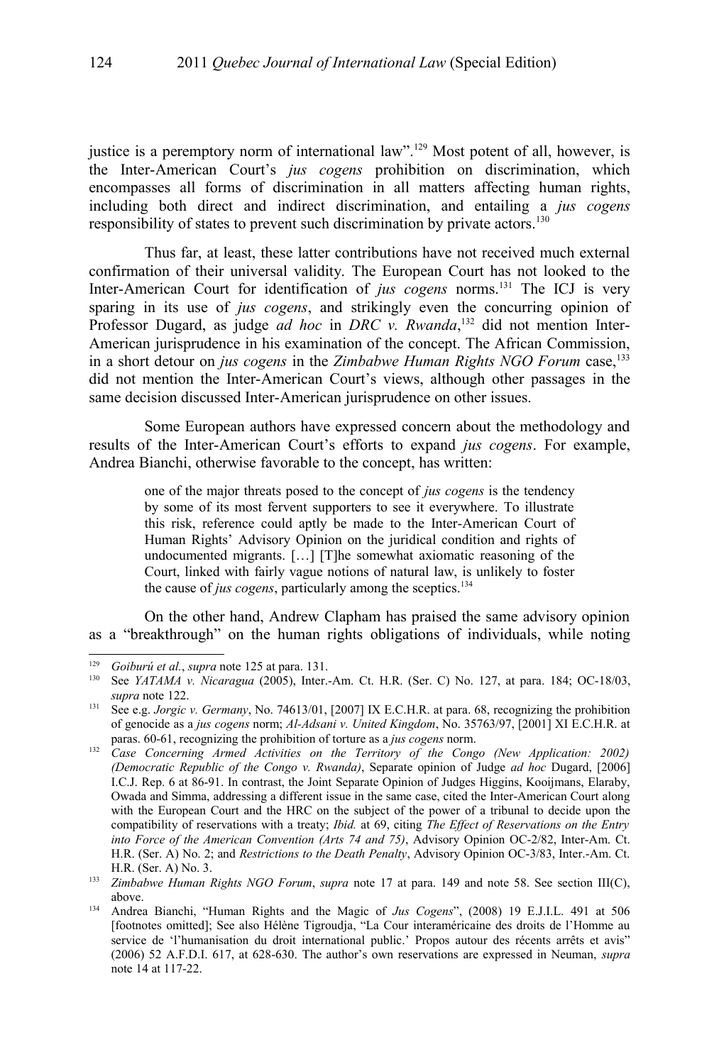justice is a peremptory norm of international law".[129] Most potent of all, however, is the Inter-American Court's *jus cogens* prohibition on discrimination, which encompasses all forms of discrimination in all matters affecting human rights, including both direct and indirect discrimination, and entailing a *jus cogens* responsibility of states to prevent such discrimination by private actors.[130]

Thus far, at least, these latter contributions have not received much external confirmation of their universal validity. The European Court has not looked to the Inter-American Court for identification of *jus cogens* norms.[131] The ICJ is very sparing in its use of *jus cogens*, and strikingly even the concurring opinion of Professor Dugard, as judge *ad hoc* in *DRC v. Rwanda*,[132] did not mention Inter-American jurisprudence in his examination of the concept. The African Commission, in a short detour on *jus cogens* in the *Zimbabwe Human Rights NGO Forum* case,[133] did not mention the Inter-American Court's views, although other passages in the same decision discussed Inter-American jurisprudence on other issues.

Some European authors have expressed concern about the methodology and results of the Inter-American Court's efforts to expand *jus cogens*. For example, Andrea Bianchi, otherwise favorable to the concept, has written:

> one of the major threats posed to the concept of *jus cogens* is the tendency by some of its most fervent supporters to see it everywhere. To illustrate this risk, reference could aptly be made to the Inter-American Court of Human Rights' Advisory Opinion on the juridical condition and rights of undocumented migrants. […] [T]he somewhat axiomatic reasoning of the Court, linked with fairly vague notions of natural law, is unlikely to foster the cause of *jus cogens*, particularly among the sceptics.[134]

On the other hand, Andrew Clapham has praised the same advisory opinion as a "breakthrough" on the human rights obligations of individuals, while noting

---

[129] *Goiburú et al.*, *supra* note 125 at para. 131.

[130] See *YATAMA v. Nicaragua* (2005), Inter.-Am. Ct. H.R. (Ser. C) No. 127, at para. 184; OC-18/03, *supra* note 122.

[131] See e.g. *Jorgic v. Germany*, No. 74613/01, [2007] IX E.C.H.R. at para. 68, recognizing the prohibition of genocide as a *jus cogens* norm; *Al-Adsani v. United Kingdom*, No. 35763/97, [2001] XI E.C.H.R. at paras. 60-61, recognizing the prohibition of torture as a *jus cogens* norm.

[132] *Case Concerning Armed Activities on the Territory of the Congo (New Application: 2002) (Democratic Republic of the Congo v. Rwanda)*, Separate opinion of Judge *ad hoc* Dugard, [2006] I.C.J. Rep. 6 at 86-91. In contrast, the Joint Separate Opinion of Judges Higgins, Kooijmans, Elaraby, Owada and Simma, addressing a different issue in the same case, cited the Inter-American Court along with the European Court and the HRC on the subject of the power of a tribunal to decide upon the compatibility of reservations with a treaty; *Ibid.* at 69, citing *The Effect of Reservations on the Entry into Force of the American Convention (Arts 74 and 75)*, Advisory Opinion OC-2/82, Inter-Am. Ct. H.R. (Ser. A) No. 2; and *Restrictions to the Death Penalty*, Advisory Opinion OC-3/83, Inter.-Am. Ct. H.R. (Ser. A) No. 3.

[133] *Zimbabwe Human Rights NGO Forum*, *supra* note 17 at para. 149 and note 58. See section III(C), above.

[134] Andrea Bianchi, "Human Rights and the Magic of *Jus Cogens*", (2008) 19 E.J.I.L. 491 at 506 [footnotes omitted]; See also Hélène Tigroudja, "La Cour interaméricaine des droits de l'Homme au service de 'l'humanisation du droit international public.' Propos autour des récents arrêts et avis" (2006) 52 A.F.D.I. 617, at 628-630. The author's own reservations are expressed in Neuman, *supra* note 14 at 117-22.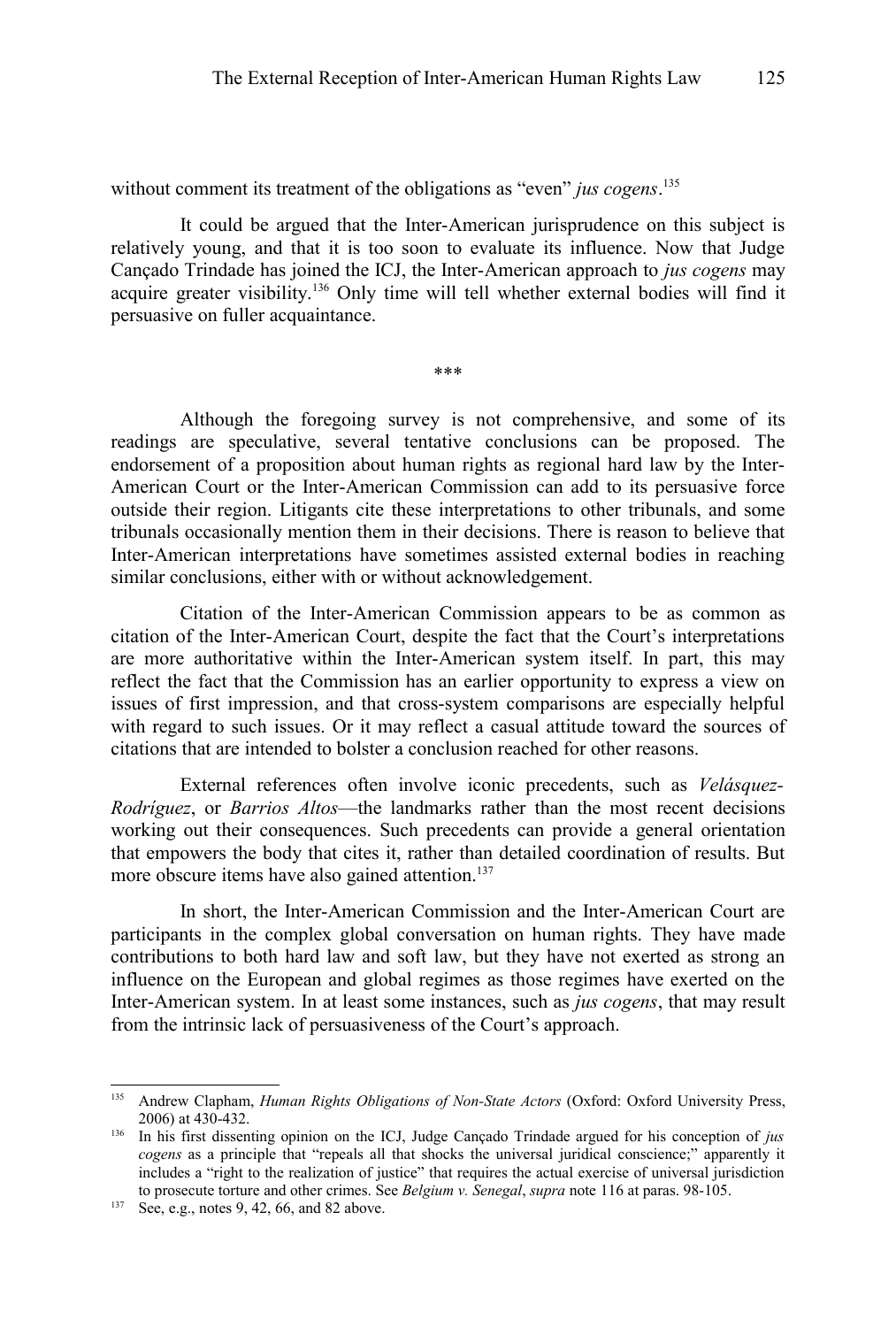without comment its treatment of the obligations as "even" *jus cogens*.[135]

It could be argued that the Inter-American jurisprudence on this subject is relatively young, and that it is too soon to evaluate its influence. Now that Judge Cançado Trindade has joined the ICJ, the Inter-American approach to *jus cogens* may acquire greater visibility.[136] Only time will tell whether external bodies will find it persuasive on fuller acquaintance.

\*\*\*

Although the foregoing survey is not comprehensive, and some of its readings are speculative, several tentative conclusions can be proposed. The endorsement of a proposition about human rights as regional hard law by the Inter-American Court or the Inter-American Commission can add to its persuasive force outside their region. Litigants cite these interpretations to other tribunals, and some tribunals occasionally mention them in their decisions. There is reason to believe that Inter-American interpretations have sometimes assisted external bodies in reaching similar conclusions, either with or without acknowledgement.

Citation of the Inter-American Commission appears to be as common as citation of the Inter-American Court, despite the fact that the Court's interpretations are more authoritative within the Inter-American system itself. In part, this may reflect the fact that the Commission has an earlier opportunity to express a view on issues of first impression, and that cross-system comparisons are especially helpful with regard to such issues. Or it may reflect a casual attitude toward the sources of citations that are intended to bolster a conclusion reached for other reasons.

External references often involve iconic precedents, such as *Velásquez-Rodríguez*, or *Barrios Altos*—the landmarks rather than the most recent decisions working out their consequences. Such precedents can provide a general orientation that empowers the body that cites it, rather than detailed coordination of results. But more obscure items have also gained attention.[137]

In short, the Inter-American Commission and the Inter-American Court are participants in the complex global conversation on human rights. They have made contributions to both hard law and soft law, but they have not exerted as strong an influence on the European and global regimes as those regimes have exerted on the Inter-American system. In at least some instances, such as *jus cogens*, that may result from the intrinsic lack of persuasiveness of the Court's approach.

---

[135] Andrew Clapham, *Human Rights Obligations of Non-State Actors* (Oxford: Oxford University Press, 2006) at 430-432.

[136] In his first dissenting opinion on the ICJ, Judge Cançado Trindade argued for his conception of *jus cogens* as a principle that "repeals all that shocks the universal juridical conscience;" apparently it includes a "right to the realization of justice" that requires the actual exercise of universal jurisdiction to prosecute torture and other crimes. See *Belgium v. Senegal*, *supra* note 116 at paras. 98-105.

[137] See, e.g., notes 9, 42, 66, and 82 above.